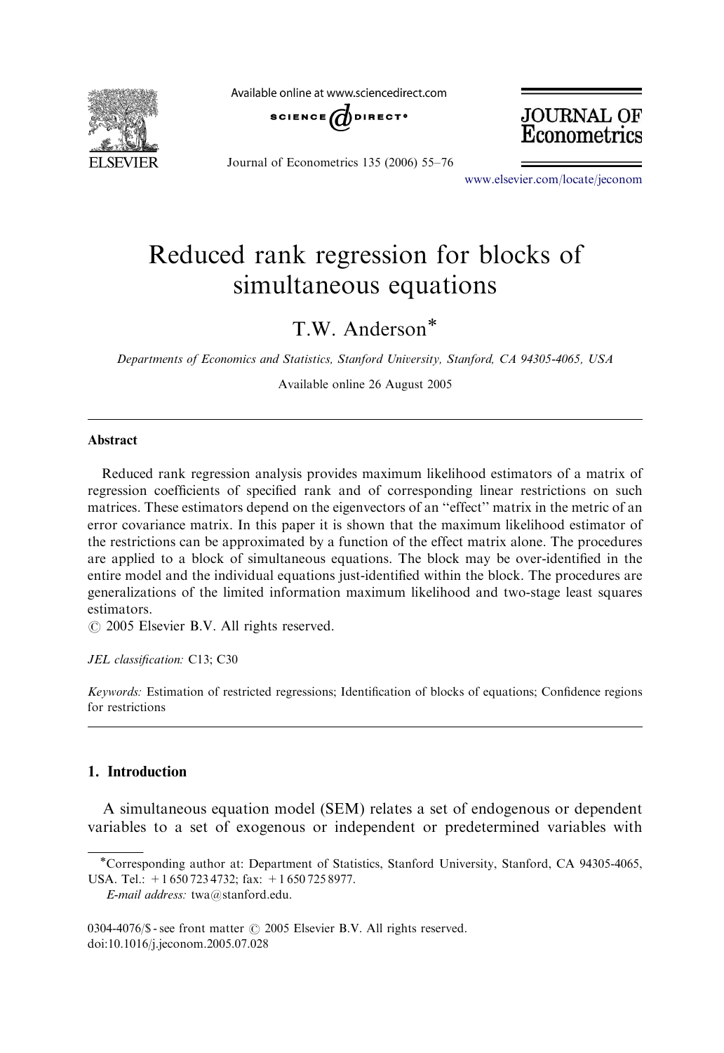# Reduced rank regression for blocks of simultaneous equations

T.W. Anderson*

*Departments of Economics and Statistics, Stanford University, Stanford, CA 94305-4065, USA*

Available online 26 August 2005

## Abstract

Reduced rank regression analysis provides maximum likelihood estimators of a matrix of regression coefficients of specified rank and of corresponding linear restrictions on such matrices. These estimators depend on the eigenvectors of an "effect" matrix in the metric of an error covariance matrix. In this paper it is shown that the maximum likelihood estimator of the restrictions can be approximated by a function of the effect matrix alone. The procedures are applied to a block of simultaneous equations. The block may be over-identified in the entire model and the individual equations just-identified within the block. The procedures are generalizations of the limited information maximum likelihood and two-stage least squares estimators.

© 2005 Elsevier B.V. All rights reserved.

*JEL classification:* C13; C30

*Keywords:* Estimation of restricted regressions; Identification of blocks of equations; Confidence regions for restrictions

## 1. Introduction

A simultaneous equation model (SEM) relates a set of endogenous or dependent variables to a set of exogenous or independent or predetermined variables with

---

*Corresponding author at: Department of Statistics, Stanford University, Stanford, CA 94305-4065, USA. Tel.: +1 650 723 4732; fax: +1 650 725 8977.

*E-mail address:* twa@stanford.edu.

0304-4076/$ - see front matter © 2005 Elsevier B.V. All rights reserved.
doi:10.1016/j.jeconom.2005.07.028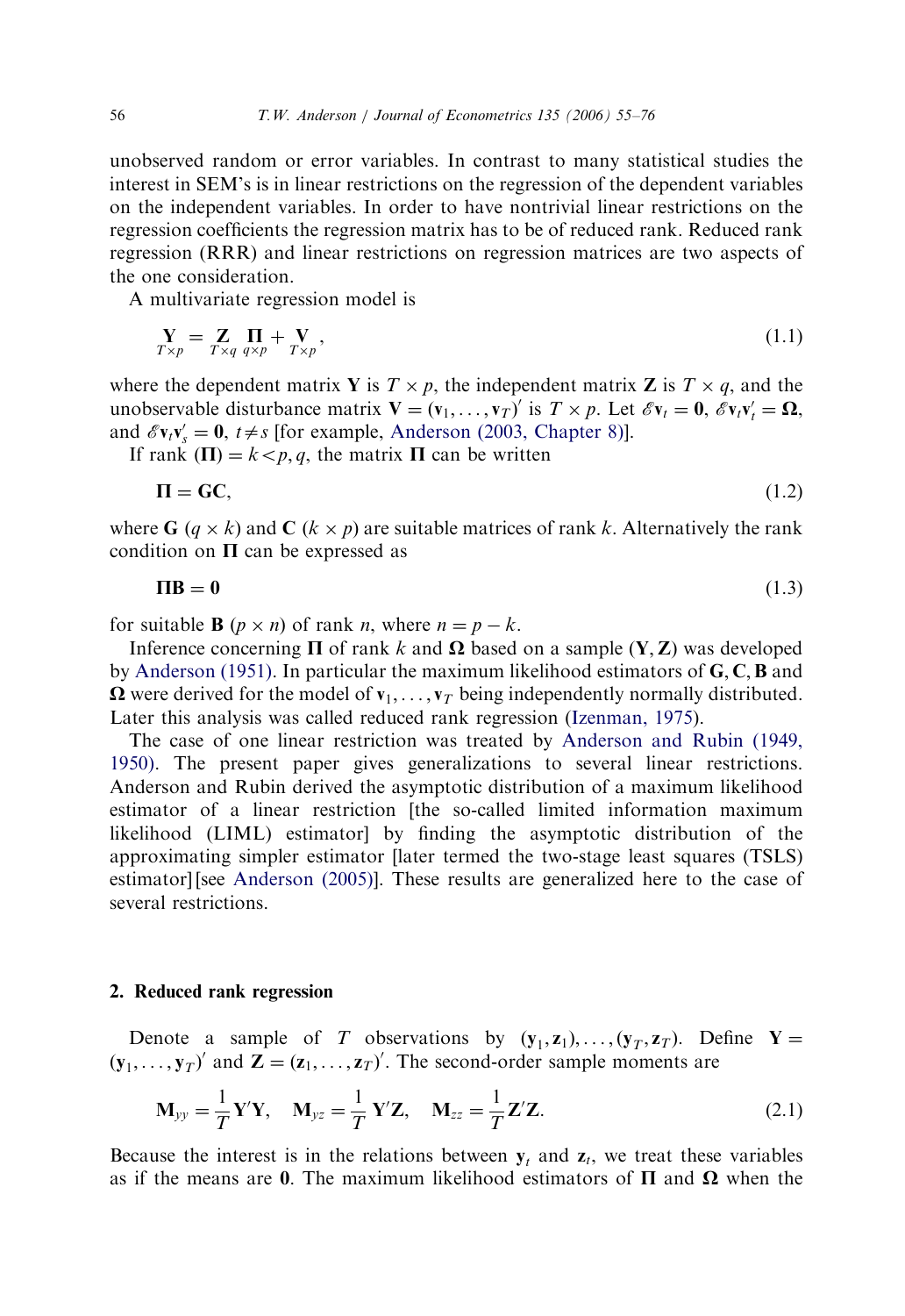unobserved random or error variables. In contrast to many statistical studies the interest in SEM's is in linear restrictions on the regression of the dependent variables on the independent variables. In order to have nontrivial linear restrictions on the regression coefficients the regression matrix has to be of reduced rank. Reduced rank regression (RRR) and linear restrictions on regression matrices are two aspects of the one consideration.

A multivariate regression model is

$$\underset{T\times p}{\mathbf{Y}} = \underset{T\times q}{\mathbf{Z}}\,\underset{q\times p}{\mathbf{\Pi}} + \underset{T\times p}{\mathbf{V}}, \tag{1.1}$$

where the dependent matrix $\mathbf{Y}$ is $T \times p$, the independent matrix $\mathbf{Z}$ is $T \times q$, and the unobservable disturbance matrix $\mathbf{V} = (\mathbf{v}_1, \ldots, \mathbf{v}_T)'$ is $T \times p$. Let $\mathscr{E}\mathbf{v}_t = \mathbf{0}$, $\mathscr{E}\mathbf{v}_t\mathbf{v}_t' = \mathbf{\Omega}$, and $\mathscr{E}\mathbf{v}_t\mathbf{v}_s' = \mathbf{0}$, $t \neq s$ [for example, Anderson (2003, Chapter 8)].

If rank $(\mathbf{\Pi}) = k < p, q$, the matrix $\mathbf{\Pi}$ can be written

$$\mathbf{\Pi} = \mathbf{GC}, \tag{1.2}$$

where $\mathbf{G}$ $(q \times k)$ and $\mathbf{C}$ $(k \times p)$ are suitable matrices of rank $k$. Alternatively the rank condition on $\mathbf{\Pi}$ can be expressed as

$$\mathbf{\Pi B} = \mathbf{0} \tag{1.3}$$

for suitable $\mathbf{B}$ $(p \times n)$ of rank $n$, where $n = p - k$.

Inference concerning $\mathbf{\Pi}$ of rank $k$ and $\mathbf{\Omega}$ based on a sample $(\mathbf{Y}, \mathbf{Z})$ was developed by Anderson (1951). In particular the maximum likelihood estimators of $\mathbf{G}, \mathbf{C}, \mathbf{B}$ and $\mathbf{\Omega}$ were derived for the model of $\mathbf{v}_1, \ldots, \mathbf{v}_T$ being independently normally distributed. Later this analysis was called reduced rank regression (Izenman, 1975).

The case of one linear restriction was treated by Anderson and Rubin (1949, 1950). The present paper gives generalizations to several linear restrictions. Anderson and Rubin derived the asymptotic distribution of a maximum likelihood estimator of a linear restriction [the so-called limited information maximum likelihood (LIML) estimator] by finding the asymptotic distribution of the approximating simpler estimator [later termed the two-stage least squares (TSLS) estimator] [see Anderson (2005)]. These results are generalized here to the case of several restrictions.

## 2. Reduced rank regression

Denote a sample of $T$ observations by $(\mathbf{y}_1, \mathbf{z}_1), \ldots, (\mathbf{y}_T, \mathbf{z}_T)$. Define $\mathbf{Y} = (\mathbf{y}_1, \ldots, \mathbf{y}_T)'$ and $\mathbf{Z} = (\mathbf{z}_1, \ldots, \mathbf{z}_T)'$. The second-order sample moments are

$$\mathbf{M}_{yy} = \frac{1}{T}\mathbf{Y}'\mathbf{Y}, \quad \mathbf{M}_{yz} = \frac{1}{T}\mathbf{Y}'\mathbf{Z}, \quad \mathbf{M}_{zz} = \frac{1}{T}\mathbf{Z}'\mathbf{Z}. \tag{2.1}$$

Because the interest is in the relations between $\mathbf{y}_t$ and $\mathbf{z}_t$, we treat these variables as if the means are $\mathbf{0}$. The maximum likelihood estimators of $\mathbf{\Pi}$ and $\mathbf{\Omega}$ when the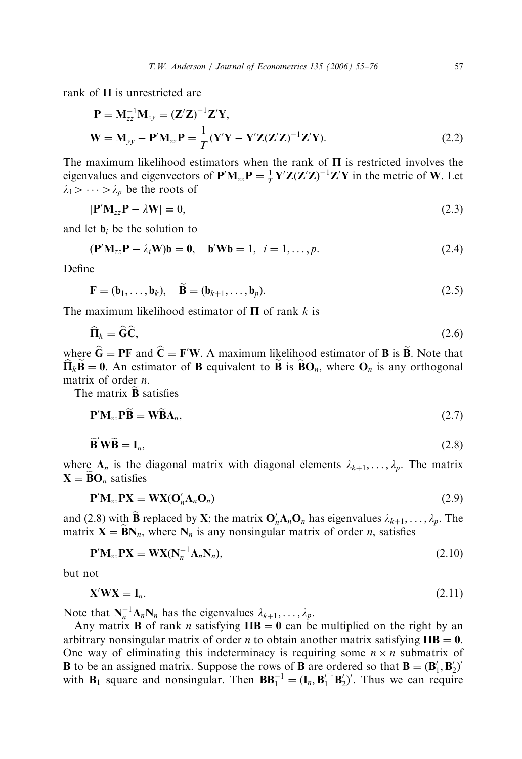rank of $\mathbf{\Pi}$ is unrestricted are

$$\mathbf{P} = \mathbf{M}_{zz}^{-1}\mathbf{M}_{zy} = (\mathbf{Z}'\mathbf{Z})^{-1}\mathbf{Z}'\mathbf{Y},$$

$$\mathbf{W} = \mathbf{M}_{yy} - \mathbf{P}'\mathbf{M}_{zz}\mathbf{P} = \frac{1}{T}(\mathbf{Y}'\mathbf{Y} - \mathbf{Y}'\mathbf{Z}(\mathbf{Z}'\mathbf{Z})^{-1}\mathbf{Z}'\mathbf{Y}). \tag{2.2}$$

The maximum likelihood estimators when the rank of $\mathbf{\Pi}$ is restricted involves the eigenvalues and eigenvectors of $\mathbf{P}'\mathbf{M}_{zz}\mathbf{P} = \frac{1}{T}\mathbf{Y}'\mathbf{Z}(\mathbf{Z}'\mathbf{Z})^{-1}\mathbf{Z}'\mathbf{Y}$ in the metric of $\mathbf{W}$. Let $\lambda_1 > \cdots > \lambda_p$ be the roots of

$$|\mathbf{P}'\mathbf{M}_{zz}\mathbf{P} - \lambda\mathbf{W}| = 0, \tag{2.3}$$

and let $\mathbf{b}_i$ be the solution to

$$(\mathbf{P}'\mathbf{M}_{zz}\mathbf{P} - \lambda_i\mathbf{W})\mathbf{b} = \mathbf{0}, \quad \mathbf{b}'\mathbf{W}\mathbf{b} = 1, \; i = 1, \ldots, p. \tag{2.4}$$

Define

$$\mathbf{F} = (\mathbf{b}_1, \ldots, \mathbf{b}_k), \quad \widetilde{\mathbf{B}} = (\mathbf{b}_{k+1}, \ldots, \mathbf{b}_p). \tag{2.5}$$

The maximum likelihood estimator of $\mathbf{\Pi}$ of rank $k$ is

$$\widehat{\mathbf{\Pi}}_k = \widehat{\mathbf{G}}\widehat{\mathbf{C}}, \tag{2.6}$$

where $\widehat{\mathbf{G}} = \mathbf{P}\mathbf{F}$ and $\widehat{\mathbf{C}} = \mathbf{F}'\mathbf{W}$. A maximum likelihood estimator of $\mathbf{B}$ is $\widetilde{\mathbf{B}}$. Note that $\widehat{\mathbf{\Pi}}_k\widetilde{\mathbf{B}} = \mathbf{0}$. An estimator of $\mathbf{B}$ equivalent to $\widetilde{\mathbf{B}}$ is $\widetilde{\mathbf{B}}\mathbf{O}_n$, where $\mathbf{O}_n$ is any orthogonal matrix of order $n$.

The matrix $\widetilde{\mathbf{B}}$ satisfies

$$\mathbf{P}'\mathbf{M}_{zz}\mathbf{P}\widetilde{\mathbf{B}} = \mathbf{W}\widetilde{\mathbf{B}}\mathbf{\Lambda}_n, \tag{2.7}$$

$$\widetilde{\mathbf{B}}'\mathbf{W}\widetilde{\mathbf{B}} = \mathbf{I}_n, \tag{2.8}$$

where $\mathbf{\Lambda}_n$ is the diagonal matrix with diagonal elements $\lambda_{k+1}, \ldots, \lambda_p$. The matrix $\mathbf{X} = \widetilde{\mathbf{B}}\mathbf{O}_n$ satisfies

$$\mathbf{P}'\mathbf{M}_{zz}\mathbf{P}\mathbf{X} = \mathbf{W}\mathbf{X}(\mathbf{O}_n'\mathbf{\Lambda}_n\mathbf{O}_n) \tag{2.9}$$

and (2.8) with $\widetilde{\mathbf{B}}$ replaced by $\mathbf{X}$; the matrix $\mathbf{O}_n'\mathbf{\Lambda}_n\mathbf{O}_n$ has eigenvalues $\lambda_{k+1}, \ldots, \lambda_p$. The matrix $\mathbf{X} = \widetilde{\mathbf{B}}\mathbf{N}_n$, where $\mathbf{N}_n$ is any nonsingular matrix of order $n$, satisfies

$$\mathbf{P}'\mathbf{M}_{zz}\mathbf{P}\mathbf{X} = \mathbf{W}\mathbf{X}(\mathbf{N}_n^{-1}\mathbf{\Lambda}_n\mathbf{N}_n), \tag{2.10}$$

but not

$$\mathbf{X}'\mathbf{W}\mathbf{X} = \mathbf{I}_n. \tag{2.11}$$

Note that $\mathbf{N}_n^{-1}\mathbf{\Lambda}_n\mathbf{N}_n$ has the eigenvalues $\lambda_{k+1}, \ldots, \lambda_p$.

Any matrix $\mathbf{B}$ of rank $n$ satisfying $\mathbf{\Pi}\mathbf{B} = \mathbf{0}$ can be multiplied on the right by an arbitrary nonsingular matrix of order $n$ to obtain another matrix satisfying $\mathbf{\Pi}\mathbf{B} = \mathbf{0}$. One way of eliminating this indeterminacy is requiring some $n \times n$ submatrix of $\mathbf{B}$ to be an assigned matrix. Suppose the rows of $\mathbf{B}$ are ordered so that $\mathbf{B} = (\mathbf{B}_1', \mathbf{B}_2')'$ with $\mathbf{B}_1$ square and nonsingular. Then $\mathbf{B}\mathbf{B}_1^{-1} = (\mathbf{I}_n, \mathbf{B}_1'^{-1}\mathbf{B}_2')'$. Thus we can require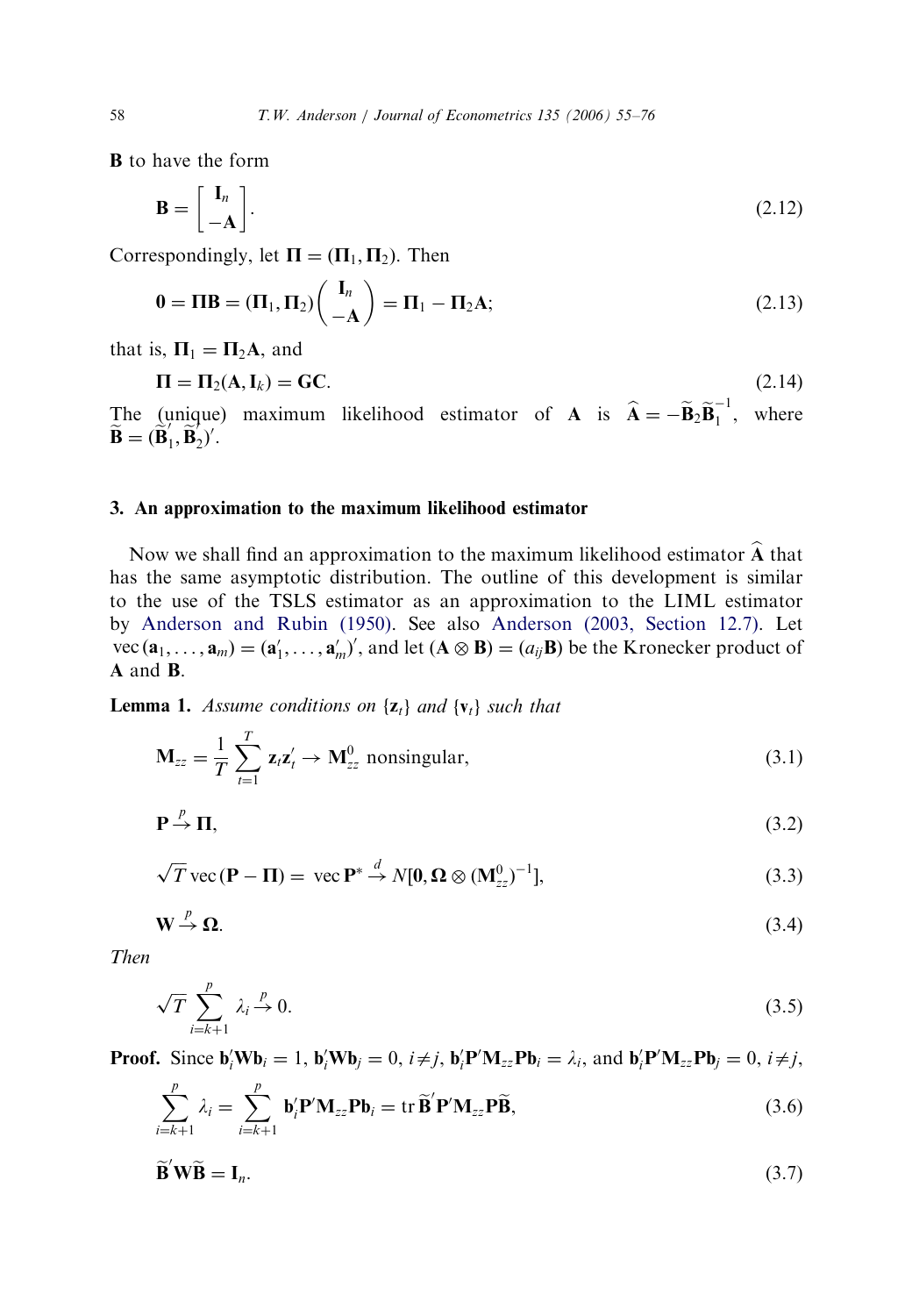$\mathbf{B}$ to have the form

$$\mathbf{B} = \begin{bmatrix} \mathbf{I}_n \\ -\mathbf{A} \end{bmatrix}. \tag{2.12}$$

Correspondingly, let $\mathbf{\Pi} = (\mathbf{\Pi}_1, \mathbf{\Pi}_2)$. Then

$$\mathbf{0} = \mathbf{\Pi}\mathbf{B} = (\mathbf{\Pi}_1, \mathbf{\Pi}_2)\begin{pmatrix} \mathbf{I}_n \\ -\mathbf{A} \end{pmatrix} = \mathbf{\Pi}_1 - \mathbf{\Pi}_2\mathbf{A}; \tag{2.13}$$

that is, $\mathbf{\Pi}_1 = \mathbf{\Pi}_2\mathbf{A}$, and

$$\mathbf{\Pi} = \mathbf{\Pi}_2(\mathbf{A}, \mathbf{I}_k) = \mathbf{G}\mathbf{C}. \tag{2.14}$$

The (unique) maximum likelihood estimator of $\mathbf{A}$ is $\widehat{\mathbf{A}} = -\widetilde{\mathbf{B}}_2\widetilde{\mathbf{B}}_1^{-1}$, where $\widetilde{\mathbf{B}} = (\widetilde{\mathbf{B}}_1', \widetilde{\mathbf{B}}_2')'$.

## 3. An approximation to the maximum likelihood estimator

Now we shall find an approximation to the maximum likelihood estimator $\widehat{\mathbf{A}}$ that has the same asymptotic distribution. The outline of this development is similar to the use of the TSLS estimator as an approximation to the LIML estimator by Anderson and Rubin (1950). See also Anderson (2003, Section 12.7). Let $\operatorname{vec}(\mathbf{a}_1, \ldots, \mathbf{a}_m) = (\mathbf{a}_1', \ldots, \mathbf{a}_m')'$, and let $(\mathbf{A} \otimes \mathbf{B}) = (a_{ij}\mathbf{B})$ be the Kronecker product of $\mathbf{A}$ and $\mathbf{B}$.

**Lemma 1.** *Assume conditions on $\{\mathbf{z}_t\}$ and $\{\mathbf{v}_t\}$ such that*

$$\mathbf{M}_{zz} = \frac{1}{T}\sum_{t=1}^{T} \mathbf{z}_t\mathbf{z}_t' \to \mathbf{M}_{zz}^0 \text{ nonsingular}, \tag{3.1}$$

$$\mathbf{P} \xrightarrow{p} \mathbf{\Pi}, \tag{3.2}$$

$$\sqrt{T}\operatorname{vec}(\mathbf{P} - \mathbf{\Pi}) = \operatorname{vec}\mathbf{P}^* \xrightarrow{d} N[\mathbf{0}, \mathbf{\Omega} \otimes (\mathbf{M}_{zz}^0)^{-1}], \tag{3.3}$$

$$\mathbf{W} \xrightarrow{p} \mathbf{\Omega}. \tag{3.4}$$

*Then*

$$\sqrt{T}\sum_{i=k+1}^{p} \lambda_i \xrightarrow{p} 0. \tag{3.5}$$

**Proof.** Since $\mathbf{b}_i'\mathbf{W}\mathbf{b}_i = 1$, $\mathbf{b}_i'\mathbf{W}\mathbf{b}_j = 0$, $i \neq j$, $\mathbf{b}_i'\mathbf{P}'\mathbf{M}_{zz}\mathbf{P}\mathbf{b}_i = \lambda_i$, and $\mathbf{b}_i'\mathbf{P}'\mathbf{M}_{zz}\mathbf{P}\mathbf{b}_j = 0$, $i \neq j$,

$$\sum_{i=k+1}^{p} \lambda_i = \sum_{i=k+1}^{p} \mathbf{b}_i'\mathbf{P}'\mathbf{M}_{zz}\mathbf{P}\mathbf{b}_i = \operatorname{tr}\widetilde{\mathbf{B}}'\mathbf{P}'\mathbf{M}_{zz}\mathbf{P}\widetilde{\mathbf{B}}, \tag{3.6}$$

$$\widetilde{\mathbf{B}}'\mathbf{W}\widetilde{\mathbf{B}} = \mathbf{I}_n. \tag{3.7}$$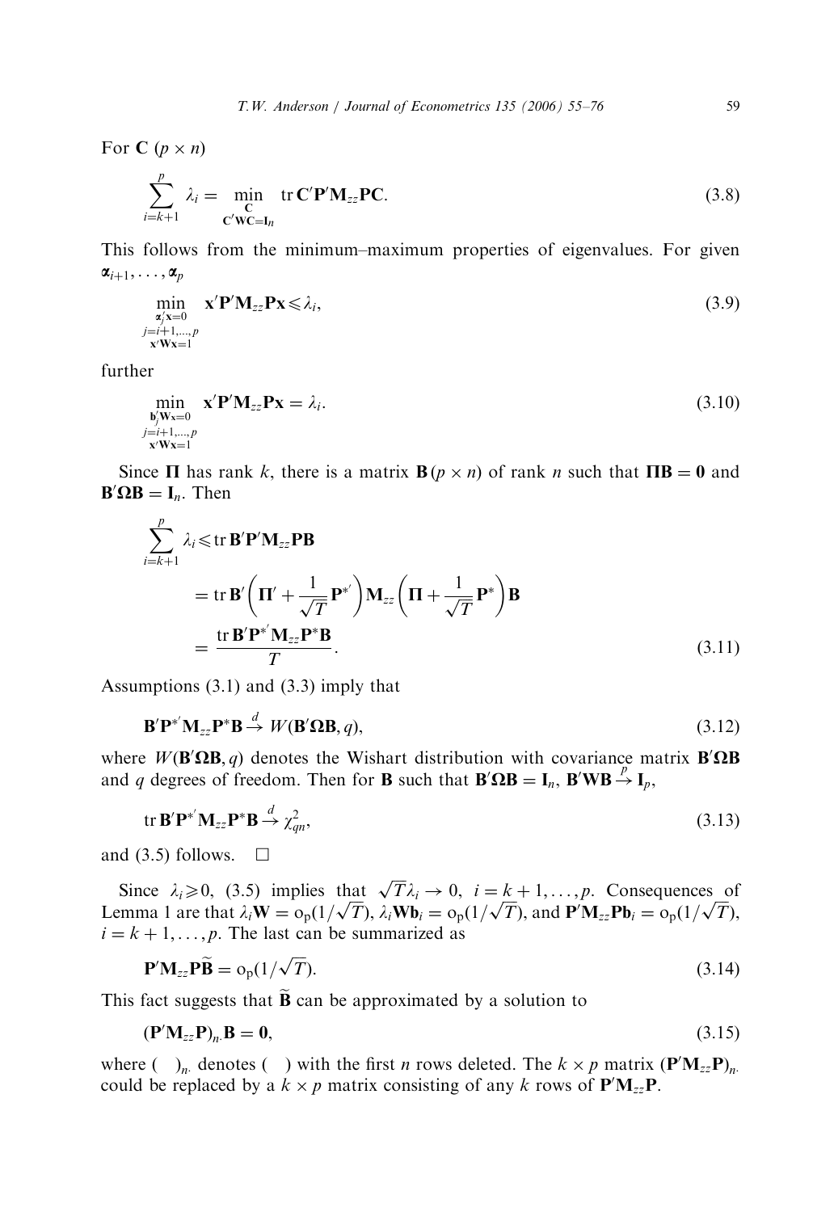For $\mathbf{C}$ $(p \times n)$

$$\sum_{i=k+1}^{p} \lambda_i = \min_{\substack{\mathbf{C} \\ \mathbf{C}'\mathbf{W}\mathbf{C}=\mathbf{I}_n}} \operatorname{tr} \mathbf{C}'\mathbf{P}'\mathbf{M}_{zz}\mathbf{P}\mathbf{C}. \tag{3.8}$$

This follows from the minimum–maximum properties of eigenvalues. For given $\boldsymbol{\alpha}_{i+1}, \ldots, \boldsymbol{\alpha}_p$

$$\min_{\substack{\boldsymbol{\alpha}_j'\mathbf{x}=0 \\ j=i+1,\ldots,p \\ \mathbf{x}'\mathbf{W}\mathbf{x}=1}} \mathbf{x}'\mathbf{P}'\mathbf{M}_{zz}\mathbf{P}\mathbf{x} \leqslant \lambda_i, \tag{3.9}$$

further

$$\min_{\substack{\mathbf{b}_j'\mathbf{W}\mathbf{x}=0 \\ j=i+1,\ldots,p \\ \mathbf{x}'\mathbf{W}\mathbf{x}=1}} \mathbf{x}'\mathbf{P}'\mathbf{M}_{zz}\mathbf{P}\mathbf{x} = \lambda_i. \tag{3.10}$$

Since $\boldsymbol{\Pi}$ has rank $k$, there is a matrix $\mathbf{B}\,(p \times n)$ of rank $n$ such that $\boldsymbol{\Pi}\mathbf{B} = \mathbf{0}$ and $\mathbf{B}'\boldsymbol{\Omega}\mathbf{B} = \mathbf{I}_n$. Then

$$\begin{aligned}
\sum_{i=k+1}^{p} \lambda_i &\leqslant \operatorname{tr} \mathbf{B}'\mathbf{P}'\mathbf{M}_{zz}\mathbf{P}\mathbf{B} \\
&= \operatorname{tr} \mathbf{B}'\left(\boldsymbol{\Pi}' + \frac{1}{\sqrt{T}}\mathbf{P}^{*'}\right)\mathbf{M}_{zz}\left(\boldsymbol{\Pi} + \frac{1}{\sqrt{T}}\mathbf{P}^{*}\right)\mathbf{B} \\
&= \frac{\operatorname{tr} \mathbf{B}'\mathbf{P}^{*'}\mathbf{M}_{zz}\mathbf{P}^{*}\mathbf{B}}{T}.
\end{aligned} \tag{3.11}$$

Assumptions (3.1) and (3.3) imply that

$$\mathbf{B}'\mathbf{P}^{*'}\mathbf{M}_{zz}\mathbf{P}^{*}\mathbf{B} \xrightarrow{d} W(\mathbf{B}'\boldsymbol{\Omega}\mathbf{B}, q), \tag{3.12}$$

where $W(\mathbf{B}'\boldsymbol{\Omega}\mathbf{B}, q)$ denotes the Wishart distribution with covariance matrix $\mathbf{B}'\boldsymbol{\Omega}\mathbf{B}$ and $q$ degrees of freedom. Then for $\mathbf{B}$ such that $\mathbf{B}'\boldsymbol{\Omega}\mathbf{B} = \mathbf{I}_n$, $\mathbf{B}'\mathbf{W}\mathbf{B} \xrightarrow{p} \mathbf{I}_p$,

$$\operatorname{tr} \mathbf{B}'\mathbf{P}^{*'}\mathbf{M}_{zz}\mathbf{P}^{*}\mathbf{B} \xrightarrow{d} \chi^2_{qn}, \tag{3.13}$$

and (3.5) follows. $\square$

Since $\lambda_i \geqslant 0$, (3.5) implies that $\sqrt{T}\lambda_i \to 0$, $i = k+1, \ldots, p$. Consequences of Lemma 1 are that $\lambda_i\mathbf{W} = o_p(1/\sqrt{T})$, $\lambda_i\mathbf{W}\mathbf{b}_i = o_p(1/\sqrt{T})$, and $\mathbf{P}'\mathbf{M}_{zz}\mathbf{P}\mathbf{b}_i = o_p(1/\sqrt{T})$, $i = k+1, \ldots, p$. The last can be summarized as

$$\mathbf{P}'\mathbf{M}_{zz}\mathbf{P}\widetilde{\mathbf{B}} = o_p(1/\sqrt{T}). \tag{3.14}$$

This fact suggests that $\widetilde{\mathbf{B}}$ can be approximated by a solution to

$$(\mathbf{P}'\mathbf{M}_{zz}\mathbf{P})_{n\cdot}\mathbf{B} = \mathbf{0}, \tag{3.15}$$

where $(\ )_{n\cdot}$ denotes $(\ )$ with the first $n$ rows deleted. The $k \times p$ matrix $(\mathbf{P}'\mathbf{M}_{zz}\mathbf{P})_{n\cdot}$ could be replaced by a $k \times p$ matrix consisting of any $k$ rows of $\mathbf{P}'\mathbf{M}_{zz}\mathbf{P}$.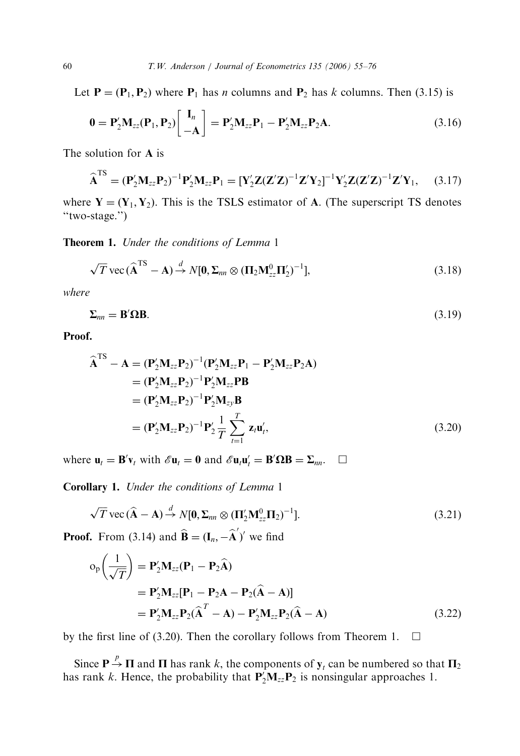Let $\mathbf{P} = (\mathbf{P}_1, \mathbf{P}_2)$ where $\mathbf{P}_1$ has $n$ columns and $\mathbf{P}_2$ has $k$ columns. Then (3.15) is

$$\mathbf{0} = \mathbf{P}_2'\mathbf{M}_{zz}(\mathbf{P}_1, \mathbf{P}_2)\begin{bmatrix} \mathbf{I}_n \\ -\mathbf{A} \end{bmatrix} = \mathbf{P}_2'\mathbf{M}_{zz}\mathbf{P}_1 - \mathbf{P}_2'\mathbf{M}_{zz}\mathbf{P}_2\mathbf{A}. \tag{3.16}$$

The solution for $\mathbf{A}$ is

$$\widehat{\mathbf{A}}^{\mathrm{TS}} = (\mathbf{P}_2'\mathbf{M}_{zz}\mathbf{P}_2)^{-1}\mathbf{P}_2'\mathbf{M}_{zz}\mathbf{P}_1 = [\mathbf{Y}_2'\mathbf{Z}(\mathbf{Z}'\mathbf{Z})^{-1}\mathbf{Z}'\mathbf{Y}_2]^{-1}\mathbf{Y}_2'\mathbf{Z}(\mathbf{Z}'\mathbf{Z})^{-1}\mathbf{Z}'\mathbf{Y}_1, \tag{3.17}$$

where $\mathbf{Y} = (\mathbf{Y}_1, \mathbf{Y}_2)$. This is the TSLS estimator of $\mathbf{A}$. (The superscript TS denotes "two-stage.")

**Theorem 1.** *Under the conditions of Lemma* 1

$$\sqrt{T}\,\mathrm{vec}\,(\widehat{\mathbf{A}}^{\mathrm{TS}} - \mathbf{A}) \xrightarrow{d} N[\mathbf{0}, \mathbf{\Sigma}_{nn} \otimes (\mathbf{\Pi}_2\mathbf{M}_{zz}^0\mathbf{\Pi}_2')^{-1}], \tag{3.18}$$

*where*

$$\mathbf{\Sigma}_{nn} = \mathbf{B}'\mathbf{\Omega}\mathbf{B}. \tag{3.19}$$

**Proof.**

$$\begin{aligned}
\widehat{\mathbf{A}}^{\mathrm{TS}} - \mathbf{A} &= (\mathbf{P}_2'\mathbf{M}_{zz}\mathbf{P}_2)^{-1}(\mathbf{P}_2'\mathbf{M}_{zz}\mathbf{P}_1 - \mathbf{P}_2'\mathbf{M}_{zz}\mathbf{P}_2\mathbf{A}) \\
&= (\mathbf{P}_2'\mathbf{M}_{zz}\mathbf{P}_2)^{-1}\mathbf{P}_2'\mathbf{M}_{zz}\mathbf{P}\mathbf{B} \\
&= (\mathbf{P}_2'\mathbf{M}_{zz}\mathbf{P}_2)^{-1}\mathbf{P}_2'\mathbf{M}_{zy}\mathbf{B} \\
&= (\mathbf{P}_2'\mathbf{M}_{zz}\mathbf{P}_2)^{-1}\mathbf{P}_2'\frac{1}{T}\sum_{t=1}^{T}\mathbf{z}_t\mathbf{u}_t',
\end{aligned} \tag{3.20}$$

where $\mathbf{u}_t = \mathbf{B}'\mathbf{v}_t$ with $\mathscr{E}\mathbf{u}_t = \mathbf{0}$ and $\mathscr{E}\mathbf{u}_t\mathbf{u}_t' = \mathbf{B}'\mathbf{\Omega}\mathbf{B} = \mathbf{\Sigma}_{nn}$. $\square$

**Corollary 1.** *Under the conditions of Lemma* 1

$$\sqrt{T}\,\mathrm{vec}\,(\widehat{\mathbf{A}} - \mathbf{A}) \xrightarrow{d} N[\mathbf{0}, \mathbf{\Sigma}_{nn} \otimes (\mathbf{\Pi}_2'\mathbf{M}_{zz}^0\mathbf{\Pi}_2)^{-1}]. \tag{3.21}$$

**Proof.** From (3.14) and $\widehat{\mathbf{B}} = (\mathbf{I}_n, -\widehat{\mathbf{A}}')'$ we find

$$\begin{aligned}
\mathrm{o_p}\left(\frac{1}{\sqrt{T}}\right) &= \mathbf{P}_2'\mathbf{M}_{zz}(\mathbf{P}_1 - \mathbf{P}_2\widehat{\mathbf{A}}) \\
&= \mathbf{P}_2'\mathbf{M}_{zz}[\mathbf{P}_1 - \mathbf{P}_2\mathbf{A} - \mathbf{P}_2(\widehat{\mathbf{A}} - \mathbf{A})] \\
&= \mathbf{P}_2'\mathbf{M}_{zz}\mathbf{P}_2(\widehat{\mathbf{A}}^{T} - \mathbf{A}) - \mathbf{P}_2'\mathbf{M}_{zz}\mathbf{P}_2(\widehat{\mathbf{A}} - \mathbf{A})
\end{aligned} \tag{3.22}$$

by the first line of (3.20). Then the corollary follows from Theorem 1. $\square$

Since $\mathbf{P} \xrightarrow{p} \mathbf{\Pi}$ and $\mathbf{\Pi}$ has rank $k$, the components of $\mathbf{y}_t$ can be numbered so that $\mathbf{\Pi}_2$ has rank $k$. Hence, the probability that $\mathbf{P}_2'\mathbf{M}_{zz}\mathbf{P}_2$ is nonsingular approaches 1.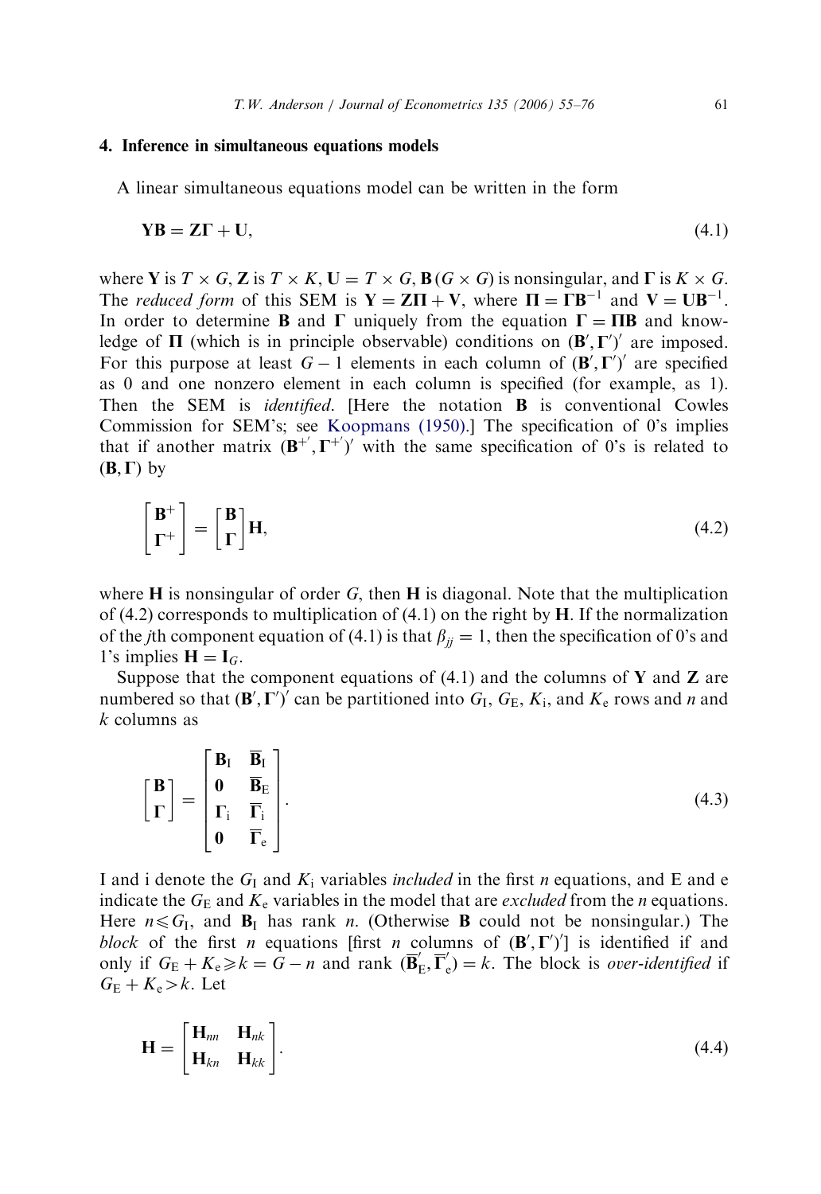## 4. Inference in simultaneous equations models

A linear simultaneous equations model can be written in the form

$$\mathbf{YB} = \mathbf{Z\Gamma} + \mathbf{U}, \tag{4.1}$$

where $\mathbf{Y}$ is $T \times G$, $\mathbf{Z}$ is $T \times K$, $\mathbf{U} = T \times G$, $\mathbf{B}\,(G \times G)$ is nonsingular, and $\mathbf{\Gamma}$ is $K \times G$. The *reduced form* of this SEM is $\mathbf{Y} = \mathbf{Z\Pi} + \mathbf{V}$, where $\mathbf{\Pi} = \mathbf{\Gamma B}^{-1}$ and $\mathbf{V} = \mathbf{UB}^{-1}$. In order to determine $\mathbf{B}$ and $\mathbf{\Gamma}$ uniquely from the equation $\mathbf{\Gamma} = \mathbf{\Pi B}$ and knowledge of $\mathbf{\Pi}$ (which is in principle observable) conditions on $(\mathbf{B}', \mathbf{\Gamma}')'$ are imposed. For this purpose at least $G-1$ elements in each column of $(\mathbf{B}', \mathbf{\Gamma}')'$ are specified as 0 and one nonzero element in each column is specified (for example, as 1). Then the SEM is *identified*. [Here the notation $\mathbf{B}$ is conventional Cowles Commission for SEM's; see Koopmans (1950).] The specification of 0's implies that if another matrix $(\mathbf{B}^{+'}, \mathbf{\Gamma}^{+'})'$ with the same specification of 0's is related to $(\mathbf{B}, \mathbf{\Gamma})$ by

$$\begin{bmatrix} \mathbf{B}^{+} \\ \mathbf{\Gamma}^{+} \end{bmatrix} = \begin{bmatrix} \mathbf{B} \\ \mathbf{\Gamma} \end{bmatrix} \mathbf{H}, \tag{4.2}$$

where $\mathbf{H}$ is nonsingular of order $G$, then $\mathbf{H}$ is diagonal. Note that the multiplication of (4.2) corresponds to multiplication of (4.1) on the right by $\mathbf{H}$. If the normalization of the $j$th component equation of (4.1) is that $\beta_{jj} = 1$, then the specification of 0's and 1's implies $\mathbf{H} = \mathbf{I}_G$.

Suppose that the component equations of (4.1) and the columns of $\mathbf{Y}$ and $\mathbf{Z}$ are numbered so that $(\mathbf{B}', \mathbf{\Gamma}')'$ can be partitioned into $G_{\mathrm{I}}$, $G_{\mathrm{E}}$, $K_{\mathrm{i}}$, and $K_{\mathrm{e}}$ rows and $n$ and $k$ columns as

$$\begin{bmatrix} \mathbf{B} \\ \mathbf{\Gamma} \end{bmatrix} = \begin{bmatrix} \mathbf{B}_{\mathrm{I}} & \overline{\mathbf{B}}_{\mathrm{I}} \\ \mathbf{0} & \overline{\mathbf{B}}_{\mathrm{E}} \\ \mathbf{\Gamma}_{\mathrm{i}} & \overline{\mathbf{\Gamma}}_{\mathrm{i}} \\ \mathbf{0} & \overline{\mathbf{\Gamma}}_{\mathrm{e}} \end{bmatrix}. \tag{4.3}$$

I and i denote the $G_{\mathrm{I}}$ and $K_{\mathrm{i}}$ variables *included* in the first $n$ equations, and E and e indicate the $G_{\mathrm{E}}$ and $K_{\mathrm{e}}$ variables in the model that are *excluded* from the $n$ equations. Here $n \leqslant G_{\mathrm{I}}$, and $\mathbf{B}_{\mathrm{I}}$ has rank $n$. (Otherwise $\mathbf{B}$ could not be nonsingular.) The *block* of the first $n$ equations [first $n$ columns of $(\mathbf{B}', \mathbf{\Gamma}')'$] is identified if and only if $G_{\mathrm{E}} + K_{\mathrm{e}} \geqslant k = G - n$ and rank $(\overline{\mathbf{B}}_{\mathrm{E}}', \overline{\mathbf{\Gamma}}_{\mathrm{e}}') = k$. The block is *over-identified* if $G_{\mathrm{E}} + K_{\mathrm{e}} > k$. Let

$$\mathbf{H} = \begin{bmatrix} \mathbf{H}_{nn} & \mathbf{H}_{nk} \\ \mathbf{H}_{kn} & \mathbf{H}_{kk} \end{bmatrix}. \tag{4.4}$$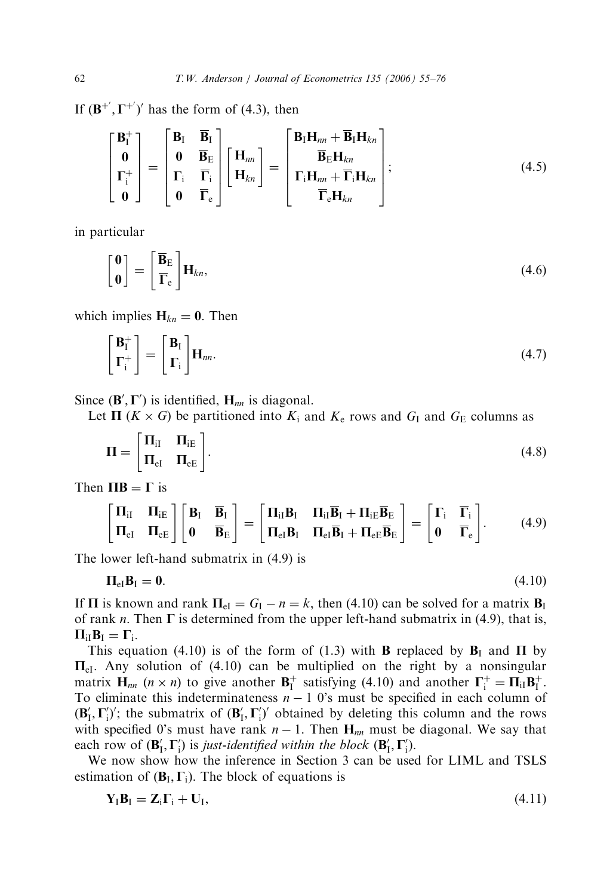If $(\mathbf{B}^{+'}, \mathbf{\Gamma}^{+'})'$ has the form of (4.3), then

$$\begin{bmatrix} \mathbf{B}_{\mathrm{I}}^{+} \\ \mathbf{0} \\ \mathbf{\Gamma}_{\mathrm{i}}^{+} \\ \mathbf{0} \end{bmatrix} = \begin{bmatrix} \mathbf{B}_{\mathrm{I}} & \overline{\mathbf{B}}_{\mathrm{I}} \\ \mathbf{0} & \overline{\mathbf{B}}_{\mathrm{E}} \\ \mathbf{\Gamma}_{\mathrm{i}} & \overline{\mathbf{\Gamma}}_{\mathrm{i}} \\ \mathbf{0} & \overline{\mathbf{\Gamma}}_{\mathrm{e}} \end{bmatrix} \begin{bmatrix} \mathbf{H}_{nn} \\ \mathbf{H}_{kn} \end{bmatrix} = \begin{bmatrix} \mathbf{B}_{\mathrm{I}}\mathbf{H}_{nn} + \overline{\mathbf{B}}_{\mathrm{I}}\mathbf{H}_{kn} \\ \overline{\mathbf{B}}_{\mathrm{E}}\mathbf{H}_{kn} \\ \mathbf{\Gamma}_{\mathrm{i}}\mathbf{H}_{nn} + \overline{\mathbf{\Gamma}}_{\mathrm{i}}\mathbf{H}_{kn} \\ \overline{\mathbf{\Gamma}}_{\mathrm{e}}\mathbf{H}_{kn} \end{bmatrix}; \tag{4.5}$$

in particular

$$\begin{bmatrix} \mathbf{0} \\ \mathbf{0} \end{bmatrix} = \begin{bmatrix} \overline{\mathbf{B}}_{\mathrm{E}} \\ \overline{\mathbf{\Gamma}}_{\mathrm{e}} \end{bmatrix} \mathbf{H}_{kn}, \tag{4.6}$$

which implies $\mathbf{H}_{kn} = \mathbf{0}$. Then

$$\begin{bmatrix} \mathbf{B}_{\mathrm{I}}^{+} \\ \mathbf{\Gamma}_{\mathrm{i}}^{+} \end{bmatrix} = \begin{bmatrix} \mathbf{B}_{\mathrm{I}} \\ \mathbf{\Gamma}_{\mathrm{i}} \end{bmatrix} \mathbf{H}_{nn}. \tag{4.7}$$

Since $(\mathbf{B}', \mathbf{\Gamma}')$ is identified, $\mathbf{H}_{nn}$ is diagonal.

Let $\mathbf{\Pi}$ $(K \times G)$ be partitioned into $K_{\mathrm{i}}$ and $K_{\mathrm{e}}$ rows and $G_{\mathrm{I}}$ and $G_{\mathrm{E}}$ columns as

$$\mathbf{\Pi} = \begin{bmatrix} \mathbf{\Pi}_{\mathrm{iI}} & \mathbf{\Pi}_{\mathrm{iE}} \\ \mathbf{\Pi}_{\mathrm{eI}} & \mathbf{\Pi}_{\mathrm{eE}} \end{bmatrix}. \tag{4.8}$$

Then $\mathbf{\Pi B} = \mathbf{\Gamma}$ is

$$\begin{bmatrix} \mathbf{\Pi}_{\mathrm{iI}} & \mathbf{\Pi}_{\mathrm{iE}} \\ \mathbf{\Pi}_{\mathrm{eI}} & \mathbf{\Pi}_{\mathrm{eE}} \end{bmatrix} \begin{bmatrix} \mathbf{B}_{\mathrm{I}} & \overline{\mathbf{B}}_{\mathrm{I}} \\ \mathbf{0} & \overline{\mathbf{B}}_{\mathrm{E}} \end{bmatrix} = \begin{bmatrix} \mathbf{\Pi}_{\mathrm{iI}}\mathbf{B}_{\mathrm{I}} & \mathbf{\Pi}_{\mathrm{iI}}\overline{\mathbf{B}}_{\mathrm{I}} + \mathbf{\Pi}_{\mathrm{iE}}\overline{\mathbf{B}}_{\mathrm{E}} \\ \mathbf{\Pi}_{\mathrm{eI}}\mathbf{B}_{\mathrm{I}} & \mathbf{\Pi}_{\mathrm{eI}}\overline{\mathbf{B}}_{\mathrm{I}} + \mathbf{\Pi}_{\mathrm{eE}}\overline{\mathbf{B}}_{\mathrm{E}} \end{bmatrix} = \begin{bmatrix} \mathbf{\Gamma}_{\mathrm{i}} & \overline{\mathbf{\Gamma}}_{\mathrm{i}} \\ \mathbf{0} & \overline{\mathbf{\Gamma}}_{\mathrm{e}} \end{bmatrix}. \tag{4.9}$$

The lower left-hand submatrix in (4.9) is

$$\mathbf{\Pi}_{\mathrm{eI}}\mathbf{B}_{\mathrm{I}} = \mathbf{0}. \tag{4.10}$$

If $\mathbf{\Pi}$ is known and rank $\mathbf{\Pi}_{\mathrm{eI}} = G_{\mathrm{I}} - n = k$, then (4.10) can be solved for a matrix $\mathbf{B}_{\mathrm{I}}$ of rank $n$. Then $\mathbf{\Gamma}$ is determined from the upper left-hand submatrix in (4.9), that is, $\mathbf{\Pi}_{\mathrm{iI}}\mathbf{B}_{\mathrm{I}} = \mathbf{\Gamma}_{\mathrm{i}}$.

This equation (4.10) is of the form of (1.3) with $\mathbf{B}$ replaced by $\mathbf{B}_{\mathrm{I}}$ and $\mathbf{\Pi}$ by $\mathbf{\Pi}_{\mathrm{eI}}$. Any solution of (4.10) can be multiplied on the right by a nonsingular matrix $\mathbf{H}_{nn}$ $(n \times n)$ to give another $\mathbf{B}_{\mathrm{I}}^{+}$ satisfying (4.10) and another $\mathbf{\Gamma}_{\mathrm{i}}^{+} = \mathbf{\Pi}_{\mathrm{iI}}\mathbf{B}_{\mathrm{I}}^{+}$. To eliminate this indeterminateness $n-1$ 0's must be specified in each column of $(\mathbf{B}_{\mathrm{I}}', \mathbf{\Gamma}_{\mathrm{i}}')'$; the submatrix of $(\mathbf{B}_{\mathrm{I}}', \mathbf{\Gamma}_{\mathrm{i}}')'$ obtained by deleting this column and the rows with specified 0's must have rank $n-1$. Then $\mathbf{H}_{nn}$ must be diagonal. We say that each row of $(\mathbf{B}_{\mathrm{I}}', \mathbf{\Gamma}_{\mathrm{i}}')$ is *just-identified within the block* $(\mathbf{B}_{\mathrm{I}}', \mathbf{\Gamma}_{\mathrm{i}}')$.

We now show how the inference in Section 3 can be used for LIML and TSLS estimation of $(\mathbf{B}_{\mathrm{I}}, \mathbf{\Gamma}_{\mathrm{i}})$. The block of equations is

$$\mathbf{Y}_{\mathrm{I}}\mathbf{B}_{\mathrm{I}} = \mathbf{Z}_{\mathrm{i}}\mathbf{\Gamma}_{\mathrm{i}} + \mathbf{U}_{\mathrm{I}}, \tag{4.11}$$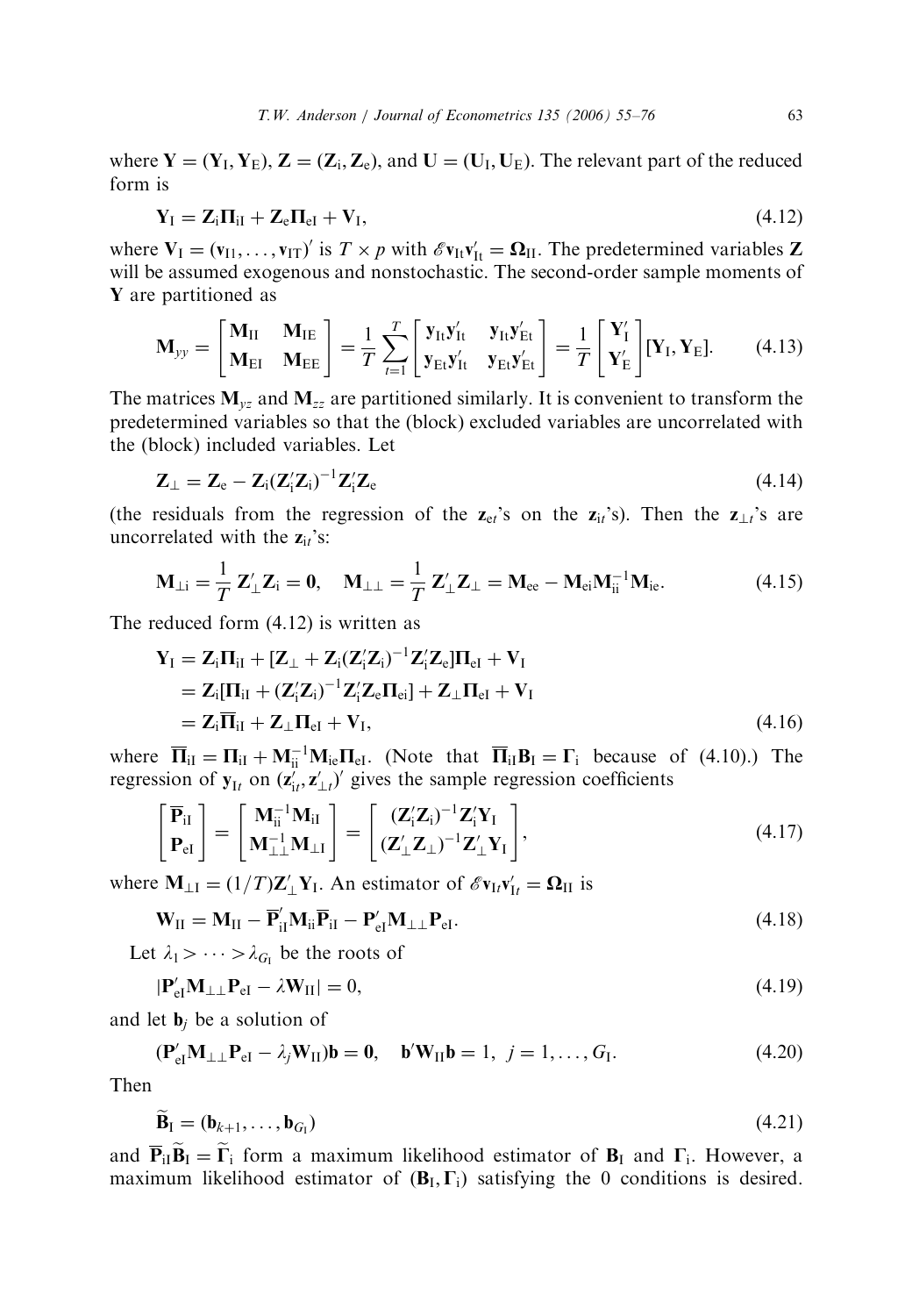where $\mathbf{Y} = (\mathbf{Y}_\mathrm{I}, \mathbf{Y}_\mathrm{E})$, $\mathbf{Z} = (\mathbf{Z}_\mathrm{i}, \mathbf{Z}_\mathrm{e})$, and $\mathbf{U} = (\mathbf{U}_\mathrm{I}, \mathbf{U}_\mathrm{E})$. The relevant part of the reduced form is

$$\mathbf{Y}_\mathrm{I} = \mathbf{Z}_\mathrm{i}\mathbf{\Pi}_\mathrm{iI} + \mathbf{Z}_\mathrm{e}\mathbf{\Pi}_\mathrm{eI} + \mathbf{V}_\mathrm{I}, \tag{4.12}$$

where $\mathbf{V}_\mathrm{I} = (\mathbf{v}_{\mathrm{I}1}, \ldots, \mathbf{v}_{\mathrm{I}T})'$ is $T \times p$ with $\mathscr{E}\mathbf{v}_{\mathrm{I}t}\mathbf{v}_{\mathrm{I}t}' = \mathbf{\Omega}_\mathrm{II}$. The predetermined variables $\mathbf{Z}$ will be assumed exogenous and nonstochastic. The second-order sample moments of $\mathbf{Y}$ are partitioned as

$$\mathbf{M}_{yy} = \begin{bmatrix} \mathbf{M}_\mathrm{II} & \mathbf{M}_\mathrm{IE} \\ \mathbf{M}_\mathrm{EI} & \mathbf{M}_\mathrm{EE} \end{bmatrix} = \frac{1}{T}\sum_{t=1}^{T} \begin{bmatrix} \mathbf{y}_{\mathrm{I}t}\mathbf{y}_{\mathrm{I}t}' & \mathbf{y}_{\mathrm{I}t}\mathbf{y}_{\mathrm{E}t}' \\ \mathbf{y}_{\mathrm{E}t}\mathbf{y}_{\mathrm{I}t}' & \mathbf{y}_{\mathrm{E}t}\mathbf{y}_{\mathrm{E}t}' \end{bmatrix} = \frac{1}{T}\begin{bmatrix} \mathbf{Y}_\mathrm{I}' \\ \mathbf{Y}_\mathrm{E}' \end{bmatrix}[\mathbf{Y}_\mathrm{I}, \mathbf{Y}_\mathrm{E}]. \tag{4.13}$$

The matrices $\mathbf{M}_{yz}$ and $\mathbf{M}_{zz}$ are partitioned similarly. It is convenient to transform the predetermined variables so that the (block) excluded variables are uncorrelated with the (block) included variables. Let

$$\mathbf{Z}_\perp = \mathbf{Z}_\mathrm{e} - \mathbf{Z}_\mathrm{i}(\mathbf{Z}_\mathrm{i}'\mathbf{Z}_\mathrm{i})^{-1}\mathbf{Z}_\mathrm{i}'\mathbf{Z}_\mathrm{e} \tag{4.14}$$

(the residuals from the regression of the $\mathbf{z}_{et}$'s on the $\mathbf{z}_{it}$'s). Then the $\mathbf{z}_{\perp t}$'s are uncorrelated with the $\mathbf{z}_{it}$'s:

$$\mathbf{M}_{\perp\mathrm{i}} = \frac{1}{T}\mathbf{Z}_\perp'\mathbf{Z}_\mathrm{i} = \mathbf{0}, \quad \mathbf{M}_{\perp\perp} = \frac{1}{T}\mathbf{Z}_\perp'\mathbf{Z}_\perp = \mathbf{M}_\mathrm{ee} - \mathbf{M}_\mathrm{ei}\mathbf{M}_\mathrm{ii}^{-1}\mathbf{M}_\mathrm{ie}. \tag{4.15}$$

The reduced form (4.12) is written as

$$\begin{aligned} \mathbf{Y}_\mathrm{I} &= \mathbf{Z}_\mathrm{i}\mathbf{\Pi}_\mathrm{iI} + [\mathbf{Z}_\perp + \mathbf{Z}_\mathrm{i}(\mathbf{Z}_\mathrm{i}'\mathbf{Z}_\mathrm{i})^{-1}\mathbf{Z}_\mathrm{i}'\mathbf{Z}_\mathrm{e}]\mathbf{\Pi}_\mathrm{eI} + \mathbf{V}_\mathrm{I} \\ &= \mathbf{Z}_\mathrm{i}[\mathbf{\Pi}_\mathrm{iI} + (\mathbf{Z}_\mathrm{i}'\mathbf{Z}_\mathrm{i})^{-1}\mathbf{Z}_\mathrm{i}'\mathbf{Z}_\mathrm{e}\mathbf{\Pi}_\mathrm{ei}] + \mathbf{Z}_\perp\mathbf{\Pi}_\mathrm{eI} + \mathbf{V}_\mathrm{I} \\ &= \mathbf{Z}_\mathrm{i}\overline{\mathbf{\Pi}}_\mathrm{iI} + \mathbf{Z}_\perp\mathbf{\Pi}_\mathrm{eI} + \mathbf{V}_\mathrm{I}, \end{aligned} \tag{4.16}$$

where $\overline{\mathbf{\Pi}}_\mathrm{iI} = \mathbf{\Pi}_\mathrm{iI} + \mathbf{M}_\mathrm{ii}^{-1}\mathbf{M}_\mathrm{ie}\mathbf{\Pi}_\mathrm{eI}$. (Note that $\overline{\mathbf{\Pi}}_\mathrm{iI}\mathbf{B}_\mathrm{I} = \mathbf{\Gamma}_\mathrm{i}$ because of (4.10).) The regression of $\mathbf{y}_{\mathrm{I}t}$ on $(\mathbf{z}_{\mathrm{i}t}', \mathbf{z}_{\perp t}')'$ gives the sample regression coefficients

$$\begin{bmatrix} \overline{\mathbf{P}}_\mathrm{iI} \\ \mathbf{P}_\mathrm{eI} \end{bmatrix} = \begin{bmatrix} \mathbf{M}_\mathrm{ii}^{-1}\mathbf{M}_\mathrm{iI} \\ \mathbf{M}_{\perp\perp}^{-1}\mathbf{M}_{\perp\mathrm{I}} \end{bmatrix} = \begin{bmatrix} (\mathbf{Z}_\mathrm{i}'\mathbf{Z}_\mathrm{i})^{-1}\mathbf{Z}_\mathrm{i}'\mathbf{Y}_\mathrm{I} \\ (\mathbf{Z}_\perp'\mathbf{Z}_\perp)^{-1}\mathbf{Z}_\perp'\mathbf{Y}_\mathrm{I} \end{bmatrix}, \tag{4.17}$$

where $\mathbf{M}_{\perp\mathrm{I}} = (1/T)\mathbf{Z}_\perp'\mathbf{Y}_\mathrm{I}$. An estimator of $\mathscr{E}\mathbf{v}_{\mathrm{I}t}\mathbf{v}_{\mathrm{I}t}' = \mathbf{\Omega}_\mathrm{II}$ is

$$\mathbf{W}_\mathrm{II} = \mathbf{M}_\mathrm{II} - \overline{\mathbf{P}}_\mathrm{iI}'\mathbf{M}_\mathrm{ii}\overline{\mathbf{P}}_\mathrm{iI} - \mathbf{P}_\mathrm{eI}'\mathbf{M}_{\perp\perp}\mathbf{P}_\mathrm{eI}. \tag{4.18}$$

Let $\lambda_1 > \cdots > \lambda_{G_\mathrm{I}}$ be the roots of

$$|\mathbf{P}_\mathrm{eI}'\mathbf{M}_{\perp\perp}\mathbf{P}_\mathrm{eI} - \lambda\mathbf{W}_\mathrm{II}| = 0, \tag{4.19}$$

and let $\mathbf{b}_j$ be a solution of

$$(\mathbf{P}_\mathrm{eI}'\mathbf{M}_{\perp\perp}\mathbf{P}_\mathrm{eI} - \lambda_j\mathbf{W}_\mathrm{II})\mathbf{b} = \mathbf{0}, \quad \mathbf{b}'\mathbf{W}_\mathrm{II}\mathbf{b} = 1, \; j = 1, \ldots, G_\mathrm{I}. \tag{4.20}$$

Then

$$\widetilde{\mathbf{B}}_\mathrm{I} = (\mathbf{b}_{k+1}, \ldots, \mathbf{b}_{G_\mathrm{I}}) \tag{4.21}$$

and $\overline{\mathbf{P}}_\mathrm{iI}\widetilde{\mathbf{B}}_\mathrm{I} = \widetilde{\mathbf{\Gamma}}_\mathrm{i}$ form a maximum likelihood estimator of $\mathbf{B}_\mathrm{I}$ and $\mathbf{\Gamma}_\mathrm{i}$. However, a maximum likelihood estimator of $(\mathbf{B}_\mathrm{I}, \mathbf{\Gamma}_\mathrm{i})$ satisfying the 0 conditions is desired.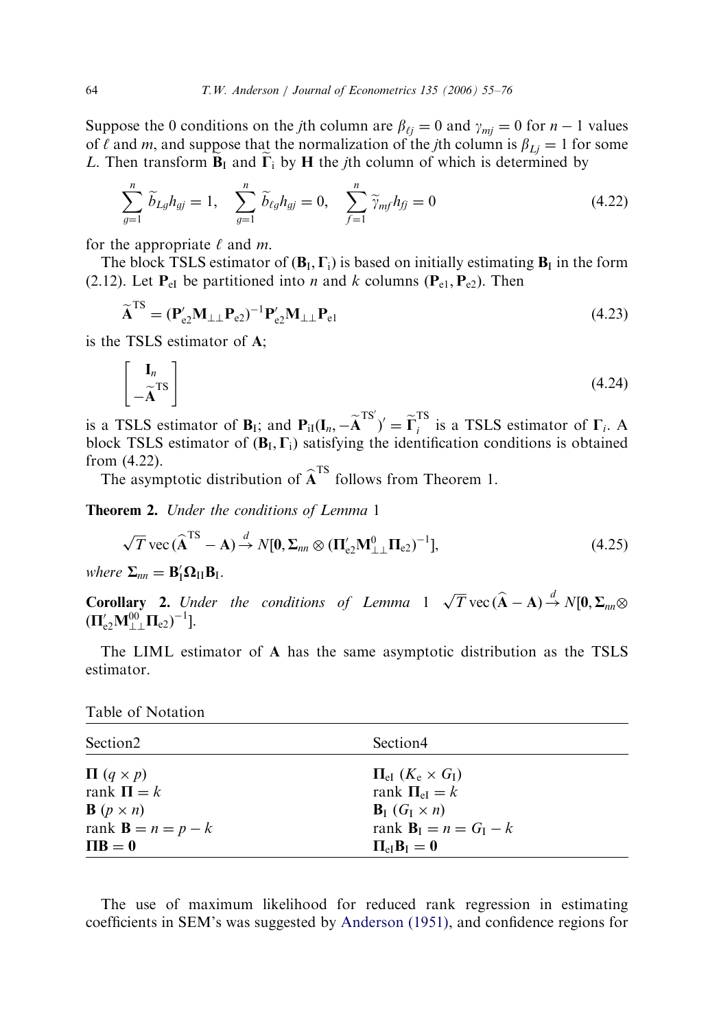Suppose the 0 conditions on the $j$th column are $\beta_{\ell j} = 0$ and $\gamma_{mj} = 0$ for $n-1$ values of $\ell$ and $m$, and suppose that the normalization of the $j$th column is $\beta_{Lj} = 1$ for some $L$. Then transform $\widetilde{\mathbf{B}}_{\mathrm{I}}$ and $\widetilde{\boldsymbol{\Gamma}}_{\mathrm{i}}$ by $\mathbf{H}$ the $j$th column of which is determined by

$$\sum_{g=1}^{n} \widetilde{b}_{Lg} h_{gj} = 1, \quad \sum_{g=1}^{n} \widetilde{b}_{\ell g} h_{gj} = 0, \quad \sum_{f=1}^{n} \widetilde{\gamma}_{mf} h_{fj} = 0 \tag{4.22}$$

for the appropriate $\ell$ and $m$.

The block TSLS estimator of $(\mathbf{B}_{\mathrm{I}}, \boldsymbol{\Gamma}_{\mathrm{i}})$ is based on initially estimating $\mathbf{B}_{\mathrm{I}}$ in the form (2.12). Let $\mathbf{P}_{\mathrm{eI}}$ be partitioned into $n$ and $k$ columns $(\mathbf{P}_{\mathrm{e1}}, \mathbf{P}_{\mathrm{e2}})$. Then

$$\widetilde{\mathbf{A}}^{\mathrm{TS}} = (\mathbf{P}_{\mathrm{e2}}' \mathbf{M}_{\perp\perp} \mathbf{P}_{\mathrm{e2}})^{-1} \mathbf{P}_{\mathrm{e2}}' \mathbf{M}_{\perp\perp} \mathbf{P}_{\mathrm{e1}} \tag{4.23}$$

is the TSLS estimator of $\mathbf{A}$;

$$\begin{bmatrix} \mathbf{I}_n \\ -\widetilde{\mathbf{A}}^{\mathrm{TS}} \end{bmatrix} \tag{4.24}$$

is a TSLS estimator of $\mathbf{B}_{\mathrm{I}}$; and $\mathbf{P}_{\mathrm{iI}}(\mathbf{I}_n, -\widetilde{\mathbf{A}}^{\mathrm{TS}'})' = \widetilde{\boldsymbol{\Gamma}}_i^{\mathrm{TS}}$ is a TSLS estimator of $\boldsymbol{\Gamma}_i$. A block TSLS estimator of $(\mathbf{B}_{\mathrm{I}}, \boldsymbol{\Gamma}_{\mathrm{i}})$ satisfying the identification conditions is obtained from (4.22).

The asymptotic distribution of $\widehat{\mathbf{A}}^{\mathrm{TS}}$ follows from Theorem 1.

**Theorem 2.** *Under the conditions of Lemma* 1

$$\sqrt{T}\,\mathrm{vec}\,(\widehat{\mathbf{A}}^{\mathrm{TS}} - \mathbf{A}) \xrightarrow{d} N[\mathbf{0}, \boldsymbol{\Sigma}_{nn} \otimes (\boldsymbol{\Pi}_{\mathrm{e2}}' \mathbf{M}_{\perp\perp}^{0} \boldsymbol{\Pi}_{\mathrm{e2}})^{-1}], \tag{4.25}$$

*where* $\boldsymbol{\Sigma}_{nn} = \mathbf{B}_{\mathrm{I}}' \boldsymbol{\Omega}_{\mathrm{II}} \mathbf{B}_{\mathrm{I}}$.

**Corollary 2.** *Under the conditions of Lemma* 1 $\sqrt{T}\,\mathrm{vec}\,(\widehat{\mathbf{A}} - \mathbf{A}) \xrightarrow{d} N[\mathbf{0}, \boldsymbol{\Sigma}_{nn} \otimes (\boldsymbol{\Pi}_{\mathrm{e2}}' \mathbf{M}_{\perp\perp}^{00} \boldsymbol{\Pi}_{\mathrm{e2}})^{-1}]$.

The LIML estimator of $\mathbf{A}$ has the same asymptotic distribution as the TSLS estimator.

Table of Notation

| Section2 | Section4 |
|---|---|
| $\boldsymbol{\Pi}$ $(q \times p)$ | $\boldsymbol{\Pi}_{\mathrm{eI}}$ $(K_{\mathrm{e}} \times G_{\mathrm{I}})$ |
| rank $\boldsymbol{\Pi} = k$ | rank $\boldsymbol{\Pi}_{\mathrm{eI}} = k$ |
| $\mathbf{B}$ $(p \times n)$ | $\mathbf{B}_{\mathrm{I}}$ $(G_{\mathrm{I}} \times n)$ |
| rank $\mathbf{B} = n = p - k$ | rank $\mathbf{B}_{\mathrm{I}} = n = G_{\mathrm{I}} - k$ |
| $\boldsymbol{\Pi}\mathbf{B} = \mathbf{0}$ | $\boldsymbol{\Pi}_{\mathrm{eI}}\mathbf{B}_{\mathrm{I}} = \mathbf{0}$ |

The use of maximum likelihood for reduced rank regression in estimating coefficients in SEM's was suggested by Anderson (1951), and confidence regions for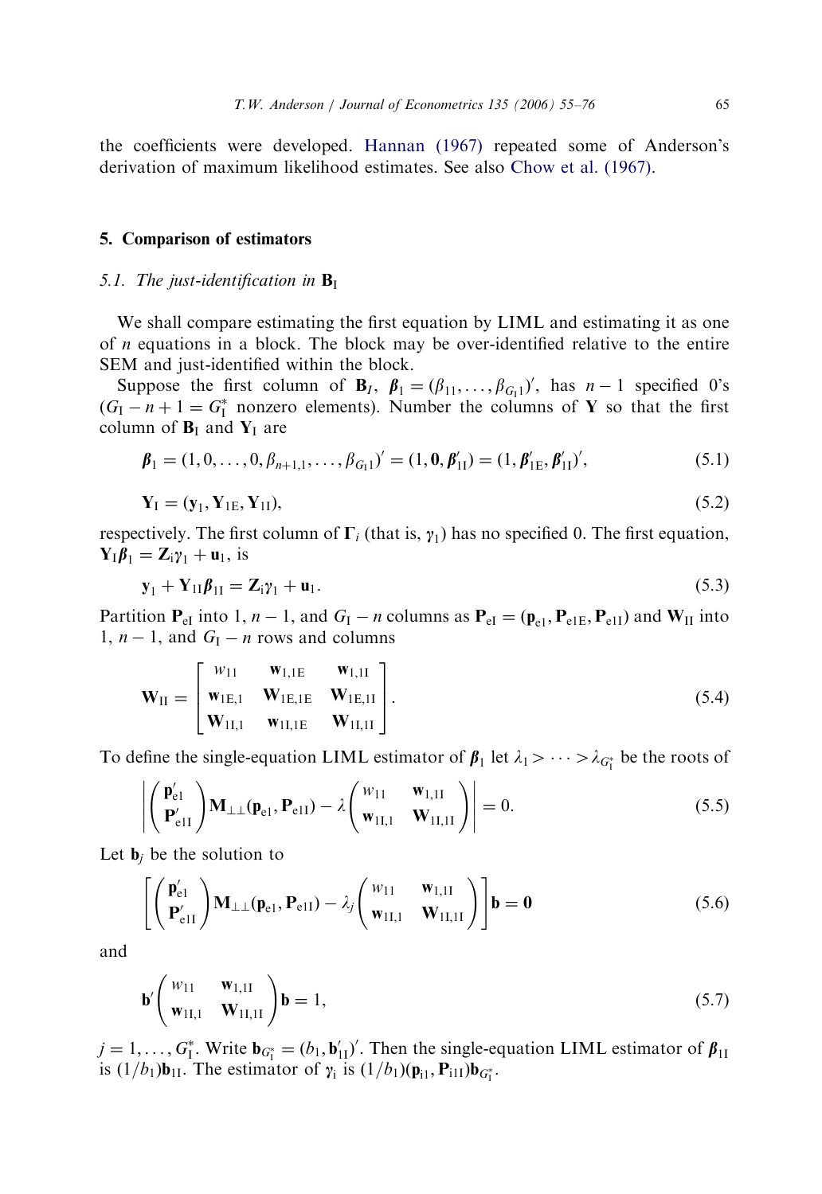the coefficients were developed. Hannan (1967) repeated some of Anderson's derivation of maximum likelihood estimates. See also Chow et al. (1967).

## 5. Comparison of estimators

### 5.1. The just-identification in $\mathbf{B}_{\mathrm{I}}$

We shall compare estimating the first equation by LIML and estimating it as one of $n$ equations in a block. The block may be over-identified relative to the entire SEM and just-identified within the block.

Suppose the first column of $\mathbf{B}_I$, $\boldsymbol{\beta}_1 = (\beta_{11}, \ldots, \beta_{G_{\mathrm{I}}1})'$, has $n-1$ specified 0's ($G_{\mathrm{I}} - n + 1 = G_{\mathrm{I}}^*$ nonzero elements). Number the columns of $\mathbf{Y}$ so that the first column of $\mathbf{B}_{\mathrm{I}}$ and $\mathbf{Y}_{\mathrm{I}}$ are

$$\boldsymbol{\beta}_1 = (1, 0, \ldots, 0, \beta_{n+1,1}, \ldots, \beta_{G_{\mathrm{I}}1})' = (1, \mathbf{0}, \boldsymbol{\beta}_{1\mathrm{I}}') = (1, \boldsymbol{\beta}_{1\mathrm{E}}', \boldsymbol{\beta}_{1\mathrm{I}}')', \tag{5.1}$$

$$\mathbf{Y}_{\mathrm{I}} = (\mathbf{y}_1, \mathbf{Y}_{1\mathrm{E}}, \mathbf{Y}_{1\mathrm{I}}), \tag{5.2}$$

respectively. The first column of $\boldsymbol{\Gamma}_i$ (that is, $\boldsymbol{\gamma}_1$) has no specified 0. The first equation, $\mathbf{Y}_{\mathrm{I}}\boldsymbol{\beta}_1 = \mathbf{Z}_{\mathrm{i}}\boldsymbol{\gamma}_1 + \mathbf{u}_1$, is

$$\mathbf{y}_1 + \mathbf{Y}_{1\mathrm{I}}\boldsymbol{\beta}_{1\mathrm{I}} = \mathbf{Z}_{\mathrm{i}}\boldsymbol{\gamma}_1 + \mathbf{u}_1. \tag{5.3}$$

Partition $\mathbf{P}_{\mathrm{eI}}$ into 1, $n-1$, and $G_{\mathrm{I}} - n$ columns as $\mathbf{P}_{\mathrm{eI}} = (\mathbf{p}_{\mathrm{e}1}, \mathbf{P}_{\mathrm{e}1\mathrm{E}}, \mathbf{P}_{\mathrm{e}1\mathrm{I}})$ and $\mathbf{W}_{\mathrm{II}}$ into 1, $n-1$, and $G_{\mathrm{I}} - n$ rows and columns

$$\mathbf{W}_{\mathrm{II}} = \begin{bmatrix} w_{11} & \mathbf{w}_{1,1\mathrm{E}} & \mathbf{w}_{1,1\mathrm{I}} \\ \mathbf{w}_{1\mathrm{E},1} & \mathbf{W}_{1\mathrm{E},1\mathrm{E}} & \mathbf{W}_{1\mathrm{E},1\mathrm{I}} \\ \mathbf{W}_{1\mathrm{I},1} & \mathbf{w}_{1\mathrm{I},1\mathrm{E}} & \mathbf{W}_{1\mathrm{I},1\mathrm{I}} \end{bmatrix}. \tag{5.4}$$

To define the single-equation LIML estimator of $\boldsymbol{\beta}_1$ let $\lambda_1 > \cdots > \lambda_{G_{\mathrm{I}}^*}$ be the roots of

$$\left| \begin{pmatrix} \mathbf{p}_{\mathrm{e}1}' \\ \mathbf{P}_{\mathrm{e}1\mathrm{I}}' \end{pmatrix} \mathbf{M}_{\perp\perp}(\mathbf{p}_{\mathrm{e}1}, \mathbf{P}_{\mathrm{e}1\mathrm{I}}) - \lambda \begin{pmatrix} w_{11} & \mathbf{w}_{1,1\mathrm{I}} \\ \mathbf{w}_{1\mathrm{I},1} & \mathbf{W}_{1\mathrm{I},1\mathrm{I}} \end{pmatrix} \right| = 0. \tag{5.5}$$

Let $\mathbf{b}_j$ be the solution to

$$\left[ \begin{pmatrix} \mathbf{p}_{\mathrm{e}1}' \\ \mathbf{P}_{\mathrm{e}1\mathrm{I}}' \end{pmatrix} \mathbf{M}_{\perp\perp}(\mathbf{p}_{\mathrm{e}1}, \mathbf{P}_{\mathrm{e}1\mathrm{I}}) - \lambda_j \begin{pmatrix} w_{11} & \mathbf{w}_{1,1\mathrm{I}} \\ \mathbf{w}_{1\mathrm{I},1} & \mathbf{W}_{1\mathrm{I},1\mathrm{I}} \end{pmatrix} \right] \mathbf{b} = \mathbf{0} \tag{5.6}$$

and

$$\mathbf{b}' \begin{pmatrix} w_{11} & \mathbf{w}_{1,1\mathrm{I}} \\ \mathbf{w}_{1\mathrm{I},1} & \mathbf{W}_{1\mathrm{I},1\mathrm{I}} \end{pmatrix} \mathbf{b} = 1, \tag{5.7}$$

$j = 1, \ldots, G_{\mathrm{I}}^*$. Write $\mathbf{b}_{G_{\mathrm{I}}^*} = (b_1, \mathbf{b}_{1\mathrm{I}}')'$. Then the single-equation LIML estimator of $\boldsymbol{\beta}_{1\mathrm{I}}$ is $(1/b_1)\mathbf{b}_{1\mathrm{I}}$. The estimator of $\boldsymbol{\gamma}_{\mathrm{i}}$ is $(1/b_1)(\mathbf{p}_{\mathrm{i}1}, \mathbf{P}_{\mathrm{i}1\mathrm{I}})\mathbf{b}_{G_{\mathrm{I}}^*}$.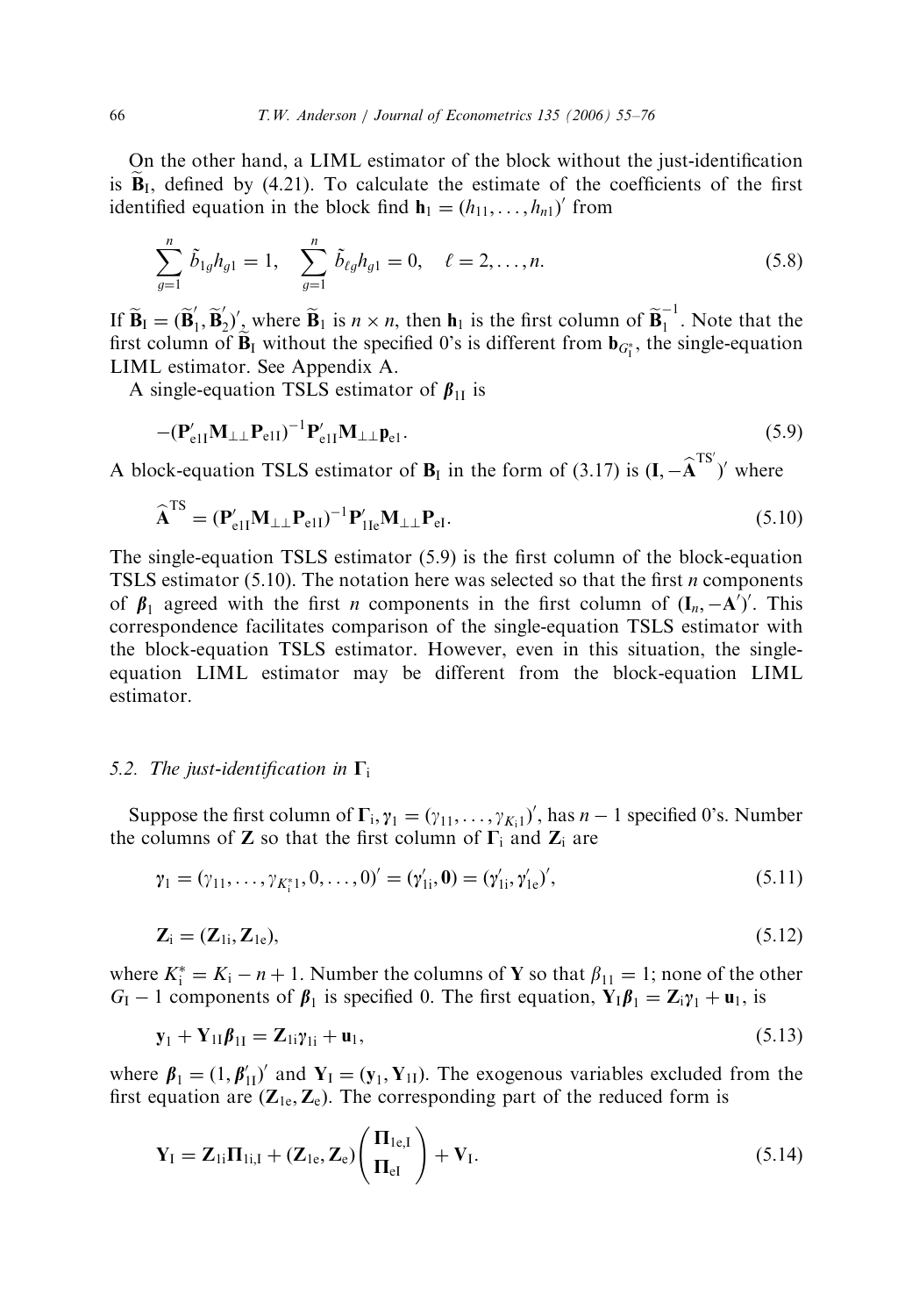On the other hand, a LIML estimator of the block without the just-identification is $\widetilde{\mathbf{B}}_{\mathrm{I}}$, defined by (4.21). To calculate the estimate of the coefficients of the first identified equation in the block find $\mathbf{h}_1 = (h_{11}, \ldots, h_{n1})'$ from

$$\sum_{g=1}^{n} \tilde{b}_{1g} h_{g1} = 1, \quad \sum_{g=1}^{n} \tilde{b}_{\ell g} h_{g1} = 0, \quad \ell = 2, \ldots, n. \tag{5.8}$$

If $\widetilde{\mathbf{B}}_{\mathrm{I}} = (\widetilde{\mathbf{B}}_1', \widetilde{\mathbf{B}}_2')'$, where $\widetilde{\mathbf{B}}_1$ is $n \times n$, then $\mathbf{h}_1$ is the first column of $\widetilde{\mathbf{B}}_1^{-1}$. Note that the first column of $\widetilde{\mathbf{B}}_{\mathrm{I}}$ without the specified 0's is different from $\mathbf{b}_{G_{\mathrm{I}}^*}$, the single-equation LIML estimator. See Appendix A.

A single-equation TSLS estimator of $\boldsymbol{\beta}_{1\mathrm{I}}$ is

$$-(\mathbf{P}_{\mathrm{e1I}}' \mathbf{M}_{\perp\perp} \mathbf{P}_{\mathrm{e1I}})^{-1} \mathbf{P}_{\mathrm{e1I}}' \mathbf{M}_{\perp\perp} \mathbf{p}_{\mathrm{e1}}. \tag{5.9}$$

A block-equation TSLS estimator of $\mathbf{B}_{\mathrm{I}}$ in the form of (3.17) is $(\mathbf{I}, -\widehat{\mathbf{A}}^{\mathrm{TS}'})'$ where

$$\widehat{\mathbf{A}}^{\mathrm{TS}} = (\mathbf{P}_{\mathrm{e1I}}' \mathbf{M}_{\perp\perp} \mathbf{P}_{\mathrm{e1I}})^{-1} \mathbf{P}_{\mathrm{1Ie}}' \mathbf{M}_{\perp\perp} \mathbf{P}_{\mathrm{eI}}. \tag{5.10}$$

The single-equation TSLS estimator (5.9) is the first column of the block-equation TSLS estimator (5.10). The notation here was selected so that the first $n$ components of $\boldsymbol{\beta}_1$ agreed with the first $n$ components in the first column of $(\mathbf{I}_n, -\mathbf{A}')'$. This correspondence facilitates comparison of the single-equation TSLS estimator with the block-equation TSLS estimator. However, even in this situation, the single-equation LIML estimator may be different from the block-equation LIML estimator.

### 5.2. The just-identification in $\boldsymbol{\Gamma}_{\mathrm{i}}$

Suppose the first column of $\boldsymbol{\Gamma}_{\mathrm{i}}$, $\boldsymbol{\gamma}_1 = (\gamma_{11}, \ldots, \gamma_{K_{\mathrm{i}}1})'$, has $n-1$ specified 0's. Number the columns of $\mathbf{Z}$ so that the first column of $\boldsymbol{\Gamma}_{\mathrm{i}}$ and $\mathbf{Z}_{\mathrm{i}}$ are

$$\boldsymbol{\gamma}_1 = (\gamma_{11}, \ldots, \gamma_{K_{\mathrm{i}}^*1}, 0, \ldots, 0)' = (\boldsymbol{\gamma}_{1\mathrm{i}}', \mathbf{0}) = (\boldsymbol{\gamma}_{1\mathrm{i}}', \boldsymbol{\gamma}_{1\mathrm{e}}')', \tag{5.11}$$

$$\mathbf{Z}_{\mathrm{i}} = (\mathbf{Z}_{1\mathrm{i}}, \mathbf{Z}_{1\mathrm{e}}), \tag{5.12}$$

where $K_{\mathrm{i}}^* = K_{\mathrm{i}} - n + 1$. Number the columns of $\mathbf{Y}$ so that $\beta_{11} = 1$; none of the other $G_{\mathrm{I}} - 1$ components of $\boldsymbol{\beta}_1$ is specified 0. The first equation, $\mathbf{Y}_{\mathrm{I}} \boldsymbol{\beta}_1 = \mathbf{Z}_{\mathrm{i}} \boldsymbol{\gamma}_1 + \mathbf{u}_1$, is

$$\mathbf{y}_1 + \mathbf{Y}_{1\mathrm{I}} \boldsymbol{\beta}_{1\mathrm{I}} = \mathbf{Z}_{1\mathrm{i}} \boldsymbol{\gamma}_{1\mathrm{i}} + \mathbf{u}_1, \tag{5.13}$$

where $\boldsymbol{\beta}_1 = (1, \boldsymbol{\beta}_{1\mathrm{I}}')'$ and $\mathbf{Y}_{\mathrm{I}} = (\mathbf{y}_1, \mathbf{Y}_{1\mathrm{I}})$. The exogenous variables excluded from the first equation are $(\mathbf{Z}_{1\mathrm{e}}, \mathbf{Z}_{\mathrm{e}})$. The corresponding part of the reduced form is

$$\mathbf{Y}_{\mathrm{I}} = \mathbf{Z}_{1\mathrm{i}} \boldsymbol{\Pi}_{1\mathrm{i},\mathrm{I}} + (\mathbf{Z}_{1\mathrm{e}}, \mathbf{Z}_{\mathrm{e}}) \begin{pmatrix} \boldsymbol{\Pi}_{1\mathrm{e},\mathrm{I}} \\ \boldsymbol{\Pi}_{\mathrm{eI}} \end{pmatrix} + \mathbf{V}_{\mathrm{I}}. \tag{5.14}$$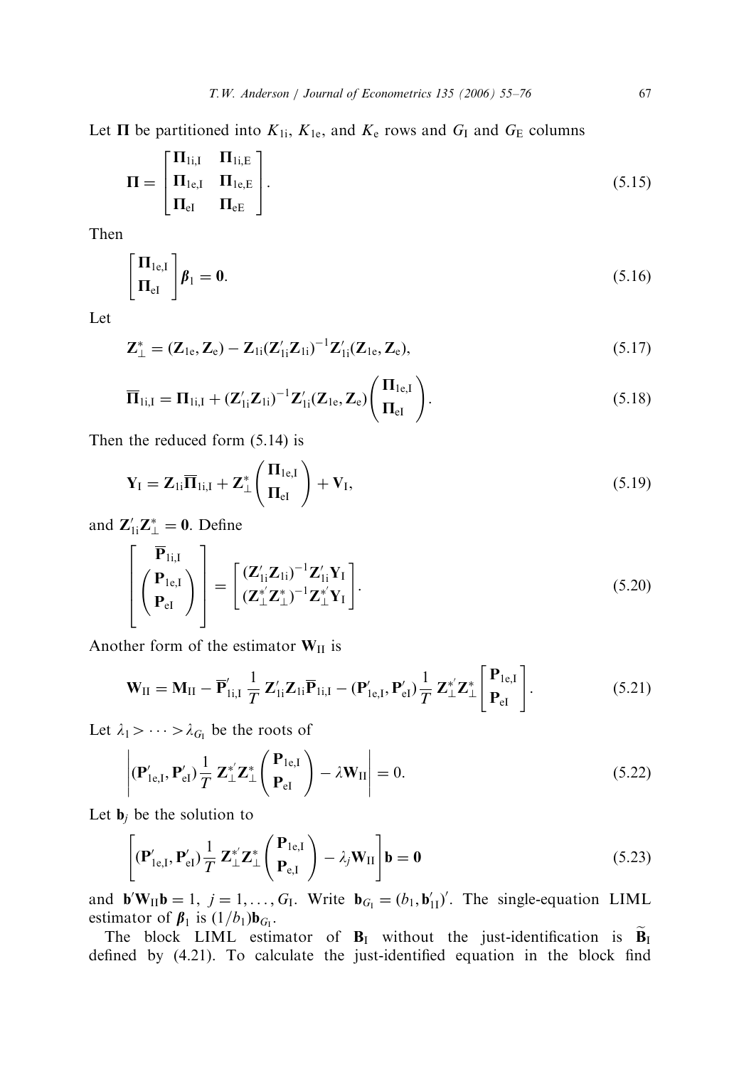Let $\mathbf{\Pi}$ be partitioned into $K_{1\mathrm{i}}$, $K_{1\mathrm{e}}$, and $K_{\mathrm{e}}$ rows and $G_{\mathrm{I}}$ and $G_{\mathrm{E}}$ columns

$$
\mathbf{\Pi} = \begin{bmatrix} \mathbf{\Pi}_{1\mathrm{i,I}} & \mathbf{\Pi}_{1\mathrm{i,E}} \\ \mathbf{\Pi}_{1\mathrm{e,I}} & \mathbf{\Pi}_{1\mathrm{e,E}} \\ \mathbf{\Pi}_{\mathrm{eI}} & \mathbf{\Pi}_{\mathrm{eE}} \end{bmatrix}. \tag{5.15}
$$

Then

$$
\begin{bmatrix} \mathbf{\Pi}_{1\mathrm{e,I}} \\ \mathbf{\Pi}_{\mathrm{eI}} \end{bmatrix} \boldsymbol{\beta}_1 = \mathbf{0}. \tag{5.16}
$$

Let

$$
\mathbf{Z}_{\perp}^{*} = (\mathbf{Z}_{1\mathrm{e}}, \mathbf{Z}_{\mathrm{e}}) - \mathbf{Z}_{1\mathrm{i}}(\mathbf{Z}_{1\mathrm{i}}'\mathbf{Z}_{1\mathrm{i}})^{-1}\mathbf{Z}_{1\mathrm{i}}'(\mathbf{Z}_{1\mathrm{e}}, \mathbf{Z}_{\mathrm{e}}), \tag{5.17}
$$

$$
\overline{\mathbf{\Pi}}_{1\mathrm{i,I}} = \mathbf{\Pi}_{1\mathrm{i,I}} + (\mathbf{Z}_{1\mathrm{i}}'\mathbf{Z}_{1\mathrm{i}})^{-1}\mathbf{Z}_{1\mathrm{i}}'(\mathbf{Z}_{1\mathrm{e}}, \mathbf{Z}_{\mathrm{e}}) \begin{pmatrix} \mathbf{\Pi}_{1\mathrm{e,I}} \\ \mathbf{\Pi}_{\mathrm{eI}} \end{pmatrix}. \tag{5.18}
$$

Then the reduced form (5.14) is

$$
\mathbf{Y}_{\mathrm{I}} = \mathbf{Z}_{1\mathrm{i}}\overline{\mathbf{\Pi}}_{1\mathrm{i,I}} + \mathbf{Z}_{\perp}^{*} \begin{pmatrix} \mathbf{\Pi}_{1\mathrm{e,I}} \\ \mathbf{\Pi}_{\mathrm{eI}} \end{pmatrix} + \mathbf{V}_{\mathrm{I}}, \tag{5.19}
$$

and $\mathbf{Z}_{1\mathrm{i}}'\mathbf{Z}_{\perp}^{*} = \mathbf{0}$. Define

$$
\begin{bmatrix} \overline{\mathbf{P}}_{1\mathrm{i,I}} \\ \begin{pmatrix} \mathbf{P}_{1\mathrm{e,I}} \\ \mathbf{P}_{\mathrm{eI}} \end{pmatrix} \end{bmatrix} = \begin{bmatrix} (\mathbf{Z}_{1\mathrm{i}}'\mathbf{Z}_{1\mathrm{i}})^{-1}\mathbf{Z}_{1\mathrm{i}}'\mathbf{Y}_{\mathrm{I}} \\ (\mathbf{Z}_{\perp}^{*'}\mathbf{Z}_{\perp}^{*})^{-1}\mathbf{Z}_{\perp}^{*'}\mathbf{Y}_{\mathrm{I}} \end{bmatrix}. \tag{5.20}
$$

Another form of the estimator $\mathbf{W}_{\mathrm{II}}$ is

$$
\mathbf{W}_{\mathrm{II}} = \mathbf{M}_{\mathrm{II}} - \overline{\mathbf{P}}_{1\mathrm{i,I}}' \frac{1}{T} \mathbf{Z}_{1\mathrm{i}}'\mathbf{Z}_{1\mathrm{i}}\overline{\mathbf{P}}_{1\mathrm{i,I}} - (\mathbf{P}_{1\mathrm{e,I}}', \mathbf{P}_{\mathrm{eI}}') \frac{1}{T} \mathbf{Z}_{\perp}^{*'}\mathbf{Z}_{\perp}^{*} \begin{bmatrix} \mathbf{P}_{1\mathrm{e,I}} \\ \mathbf{P}_{\mathrm{eI}} \end{bmatrix}. \tag{5.21}
$$

Let $\lambda_1 > \cdots > \lambda_{G_{\mathrm{I}}}$ be the roots of

$$
\left| (\mathbf{P}_{1\mathrm{e,I}}', \mathbf{P}_{\mathrm{eI}}') \frac{1}{T} \mathbf{Z}_{\perp}^{*'}\mathbf{Z}_{\perp}^{*} \begin{pmatrix} \mathbf{P}_{1\mathrm{e,I}} \\ \mathbf{P}_{\mathrm{eI}} \end{pmatrix} - \lambda \mathbf{W}_{\mathrm{II}} \right| = 0. \tag{5.22}
$$

Let $\mathbf{b}_j$ be the solution to

$$
\left[ (\mathbf{P}_{1\mathrm{e,I}}', \mathbf{P}_{\mathrm{eI}}') \frac{1}{T} \mathbf{Z}_{\perp}^{*'}\mathbf{Z}_{\perp}^{*} \begin{pmatrix} \mathbf{P}_{1\mathrm{e,I}} \\ \mathbf{P}_{\mathrm{e,I}} \end{pmatrix} - \lambda_j \mathbf{W}_{\mathrm{II}} \right] \mathbf{b} = \mathbf{0} \tag{5.23}
$$

and $\mathbf{b}'\mathbf{W}_{\mathrm{II}}\mathbf{b} = 1$, $j = 1, \ldots, G_{\mathrm{I}}$. Write $\mathbf{b}_{G_{\mathrm{I}}} = (b_1, \mathbf{b}_{1\mathrm{I}}')'$. The single-equation LIML estimator of $\boldsymbol{\beta}_1$ is $(1/b_1)\mathbf{b}_{G_{\mathrm{I}}}$.

The block LIML estimator of $\mathbf{B}_{\mathrm{I}}$ without the just-identification is $\widetilde{\mathbf{B}}_{\mathrm{I}}$ defined by (4.21). To calculate the just-identified equation in the block find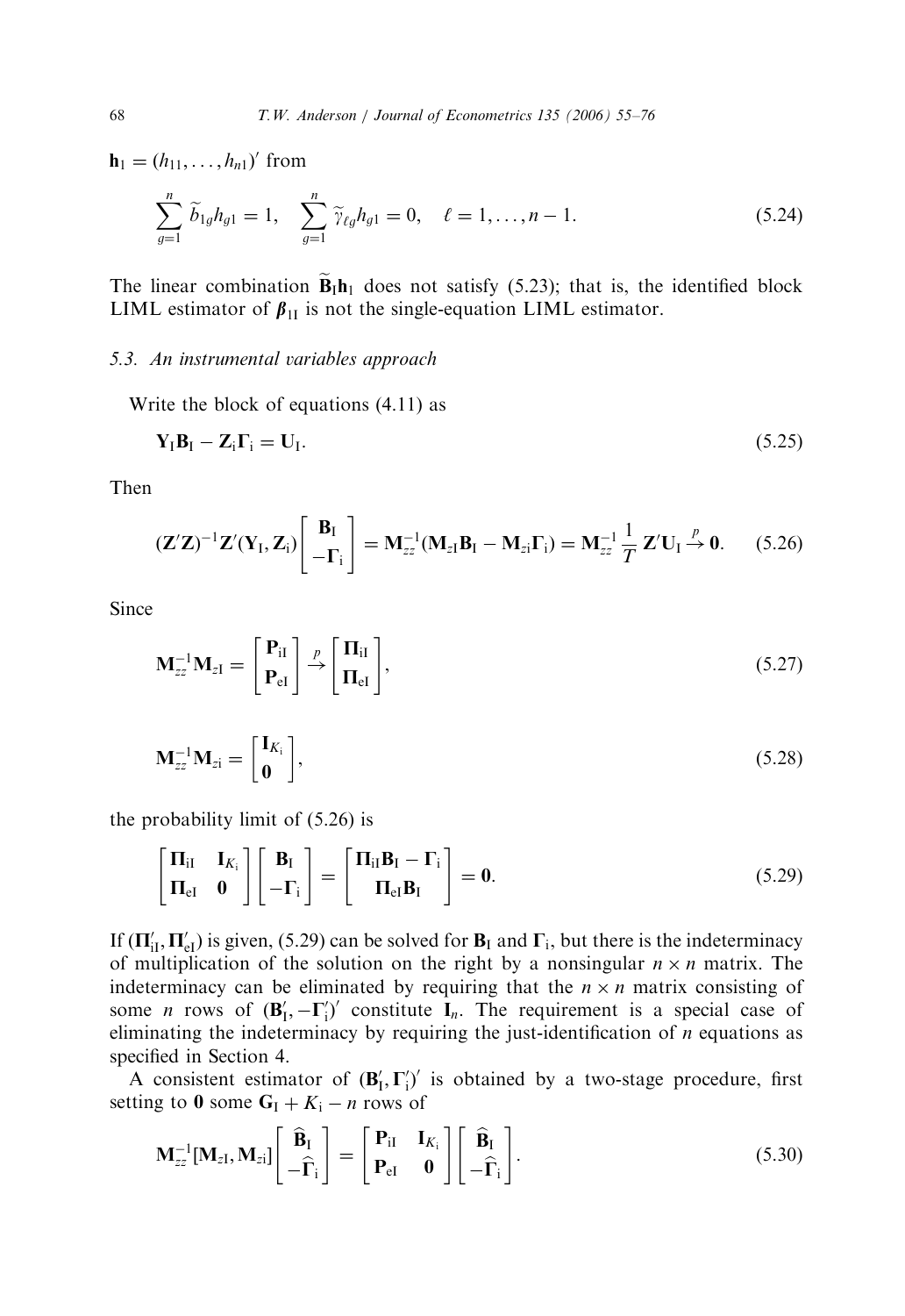$\mathbf{h}_1 = (h_{11}, \ldots, h_{n1})'$ from

$$\sum_{g=1}^{n} \widetilde{b}_{1g} h_{g1} = 1, \quad \sum_{g=1}^{n} \widetilde{\gamma}_{\ell g} h_{g1} = 0, \quad \ell = 1, \ldots, n-1. \tag{5.24}$$

The linear combination $\widetilde{\mathbf{B}}_{\mathrm{I}} \mathbf{h}_1$ does not satisfy (5.23); that is, the identified block LIML estimator of $\boldsymbol{\beta}_{1\mathrm{I}}$ is not the single-equation LIML estimator.

### 5.3. An instrumental variables approach

Write the block of equations (4.11) as

$$\mathbf{Y}_{\mathrm{I}} \mathbf{B}_{\mathrm{I}} - \mathbf{Z}_{\mathrm{i}} \boldsymbol{\Gamma}_{\mathrm{i}} = \mathbf{U}_{\mathrm{I}}. \tag{5.25}$$

Then

$$(\mathbf{Z}'\mathbf{Z})^{-1} \mathbf{Z}'(\mathbf{Y}_{\mathrm{I}}, \mathbf{Z}_{\mathrm{i}}) \begin{bmatrix} \mathbf{B}_{\mathrm{I}} \\ -\boldsymbol{\Gamma}_{\mathrm{i}} \end{bmatrix} = \mathbf{M}_{zz}^{-1}(\mathbf{M}_{z\mathrm{I}} \mathbf{B}_{\mathrm{I}} - \mathbf{M}_{z\mathrm{i}} \boldsymbol{\Gamma}_{\mathrm{i}}) = \mathbf{M}_{zz}^{-1} \frac{1}{T} \mathbf{Z}' \mathbf{U}_{\mathrm{I}} \xrightarrow{p} \mathbf{0}. \tag{5.26}$$

Since

$$\mathbf{M}_{zz}^{-1} \mathbf{M}_{z\mathrm{I}} = \begin{bmatrix} \mathbf{P}_{\mathrm{iI}} \\ \mathbf{P}_{\mathrm{eI}} \end{bmatrix} \xrightarrow{p} \begin{bmatrix} \boldsymbol{\Pi}_{\mathrm{iI}} \\ \boldsymbol{\Pi}_{\mathrm{eI}} \end{bmatrix}, \tag{5.27}$$

$$\mathbf{M}_{zz}^{-1} \mathbf{M}_{z\mathrm{i}} = \begin{bmatrix} \mathbf{I}_{K_{\mathrm{i}}} \\ \mathbf{0} \end{bmatrix}, \tag{5.28}$$

the probability limit of (5.26) is

$$\begin{bmatrix} \boldsymbol{\Pi}_{\mathrm{iI}} & \mathbf{I}_{K_{\mathrm{i}}} \\ \boldsymbol{\Pi}_{\mathrm{eI}} & \mathbf{0} \end{bmatrix} \begin{bmatrix} \mathbf{B}_{\mathrm{I}} \\ -\boldsymbol{\Gamma}_{\mathrm{i}} \end{bmatrix} = \begin{bmatrix} \boldsymbol{\Pi}_{\mathrm{iI}} \mathbf{B}_{\mathrm{I}} - \boldsymbol{\Gamma}_{\mathrm{i}} \\ \boldsymbol{\Pi}_{\mathrm{eI}} \mathbf{B}_{\mathrm{I}} \end{bmatrix} = \mathbf{0}. \tag{5.29}$$

If $(\boldsymbol{\Pi}_{\mathrm{iI}}', \boldsymbol{\Pi}_{\mathrm{eI}}')$ is given, (5.29) can be solved for $\mathbf{B}_{\mathrm{I}}$ and $\boldsymbol{\Gamma}_{\mathrm{i}}$, but there is the indeterminacy of multiplication of the solution on the right by a nonsingular $n \times n$ matrix. The indeterminacy can be eliminated by requiring that the $n \times n$ matrix consisting of some $n$ rows of $(\mathbf{B}_{\mathrm{I}}', -\boldsymbol{\Gamma}_{\mathrm{i}}')'$ constitute $\mathbf{I}_n$. The requirement is a special case of eliminating the indeterminacy by requiring the just-identification of $n$ equations as specified in Section 4.

A consistent estimator of $(\mathbf{B}_{\mathrm{I}}', \boldsymbol{\Gamma}_{\mathrm{i}}')'$ is obtained by a two-stage procedure, first setting to $\mathbf{0}$ some $G_{\mathrm{I}} + K_{\mathrm{i}} - n$ rows of

$$\mathbf{M}_{zz}^{-1}[\mathbf{M}_{z\mathrm{I}}, \mathbf{M}_{z\mathrm{i}}] \begin{bmatrix} \widehat{\mathbf{B}}_{\mathrm{I}} \\ -\widehat{\boldsymbol{\Gamma}}_{\mathrm{i}} \end{bmatrix} = \begin{bmatrix} \mathbf{P}_{\mathrm{iI}} & \mathbf{I}_{K_{\mathrm{i}}} \\ \mathbf{P}_{\mathrm{eI}} & \mathbf{0} \end{bmatrix} \begin{bmatrix} \widehat{\mathbf{B}}_{\mathrm{I}} \\ -\widehat{\boldsymbol{\Gamma}}_{\mathrm{i}} \end{bmatrix}. \tag{5.30}$$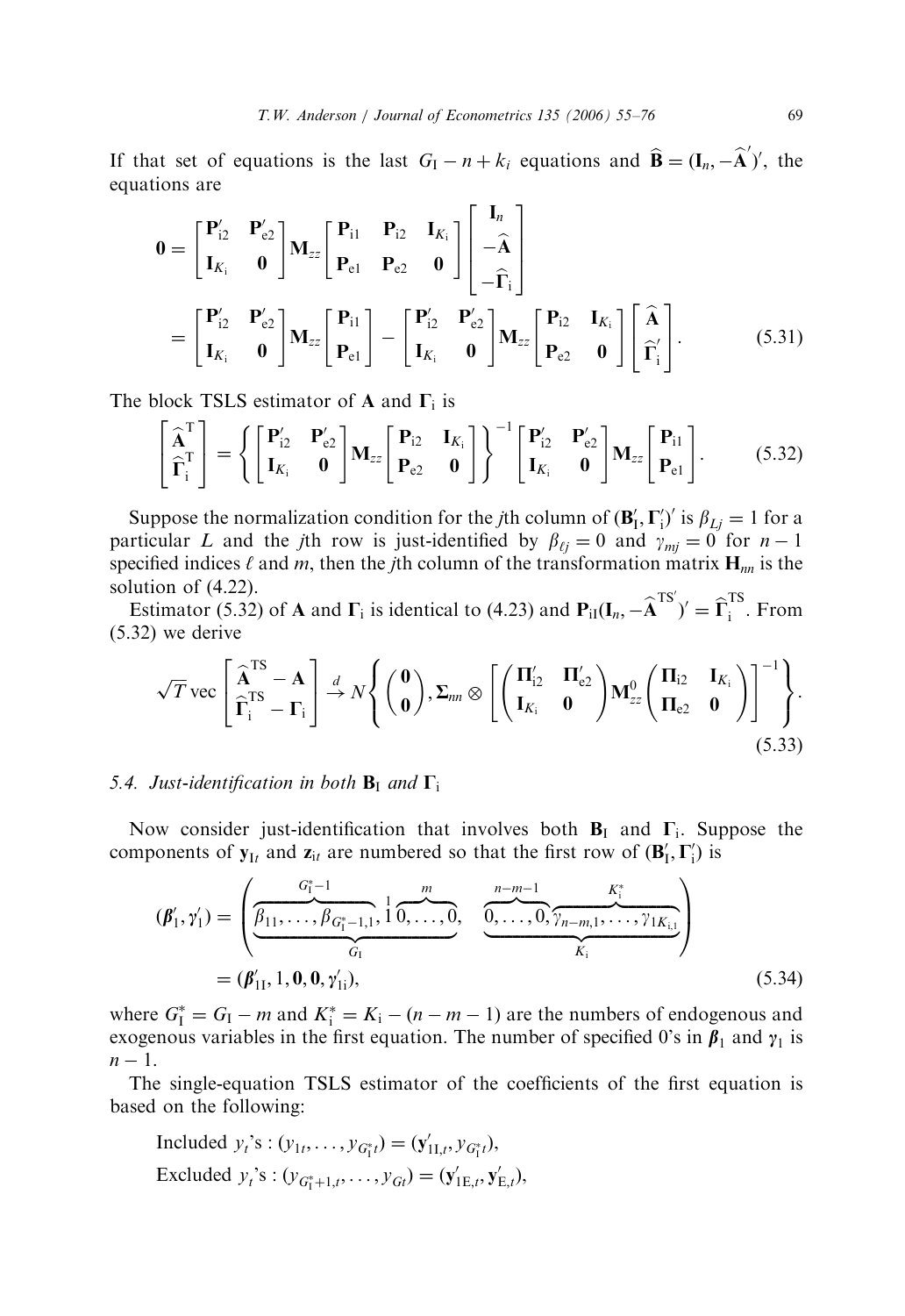If that set of equations is the last $G_{\mathrm{I}} - n + k_i$ equations and $\widehat{\mathbf{B}} = (\mathbf{I}_n, -\widehat{\mathbf{A}}')'$, the equations are

$$
\begin{aligned}
\mathbf{0} &= \begin{bmatrix} \mathbf{P}'_{\mathrm{i}2} & \mathbf{P}'_{\mathrm{e}2} \\ \mathbf{I}_{K_{\mathrm{i}}} & \mathbf{0} \end{bmatrix} \mathbf{M}_{zz} \begin{bmatrix} \mathbf{P}_{\mathrm{i}1} & \mathbf{P}_{\mathrm{i}2} & \mathbf{I}_{K_{\mathrm{i}}} \\ \mathbf{P}_{\mathrm{e}1} & \mathbf{P}_{\mathrm{e}2} & \mathbf{0} \end{bmatrix} \begin{bmatrix} \mathbf{I}_n \\ -\widehat{\mathbf{A}} \\ -\widehat{\mathbf{\Gamma}}_{\mathrm{i}} \end{bmatrix} \\
&= \begin{bmatrix} \mathbf{P}'_{\mathrm{i}2} & \mathbf{P}'_{\mathrm{e}2} \\ \mathbf{I}_{K_{\mathrm{i}}} & \mathbf{0} \end{bmatrix} \mathbf{M}_{zz} \begin{bmatrix} \mathbf{P}_{\mathrm{i}1} \\ \mathbf{P}_{\mathrm{e}1} \end{bmatrix} - \begin{bmatrix} \mathbf{P}'_{\mathrm{i}2} & \mathbf{P}'_{\mathrm{e}2} \\ \mathbf{I}_{K_{\mathrm{i}}} & \mathbf{0} \end{bmatrix} \mathbf{M}_{zz} \begin{bmatrix} \mathbf{P}_{\mathrm{i}2} & \mathbf{I}_{K_{\mathrm{i}}} \\ \mathbf{P}_{\mathrm{e}2} & \mathbf{0} \end{bmatrix} \begin{bmatrix} \widehat{\mathbf{A}} \\ \widehat{\mathbf{\Gamma}}'_{\mathrm{i}} \end{bmatrix}.
\end{aligned}
\tag{5.31}
$$

The block TSLS estimator of $\mathbf{A}$ and $\mathbf{\Gamma}_{\mathrm{i}}$ is

$$
\begin{bmatrix} \widehat{\mathbf{A}}^{\mathrm{T}} \\ \widehat{\mathbf{\Gamma}}_{\mathrm{i}}^{\mathrm{T}} \end{bmatrix} = \left\{ \begin{bmatrix} \mathbf{P}'_{\mathrm{i}2} & \mathbf{P}'_{\mathrm{e}2} \\ \mathbf{I}_{K_{\mathrm{i}}} & \mathbf{0} \end{bmatrix} \mathbf{M}_{zz} \begin{bmatrix} \mathbf{P}_{\mathrm{i}2} & \mathbf{I}_{K_{\mathrm{i}}} \\ \mathbf{P}_{\mathrm{e}2} & \mathbf{0} \end{bmatrix} \right\}^{-1} \begin{bmatrix} \mathbf{P}'_{\mathrm{i}2} & \mathbf{P}'_{\mathrm{e}2} \\ \mathbf{I}_{K_{\mathrm{i}}} & \mathbf{0} \end{bmatrix} \mathbf{M}_{zz} \begin{bmatrix} \mathbf{P}_{\mathrm{i}1} \\ \mathbf{P}_{\mathrm{e}1} \end{bmatrix}. \tag{5.32}
$$

Suppose the normalization condition for the $j$th column of $(\mathbf{B}'_{\mathrm{I}}, \mathbf{\Gamma}'_{\mathrm{i}})'$ is $\beta_{Lj} = 1$ for a particular $L$ and the $j$th row is just-identified by $\beta_{\ell j} = 0$ and $\gamma_{mj} = 0$ for $n-1$ specified indices $\ell$ and $m$, then the $j$th column of the transformation matrix $\mathbf{H}_{nn}$ is the solution of (4.22).

Estimator (5.32) of $\mathbf{A}$ and $\mathbf{\Gamma}_{\mathrm{i}}$ is identical to (4.23) and $\mathbf{P}_{\mathrm{i}1}(\mathbf{I}_n, -\widehat{\mathbf{A}}^{\mathrm{TS}'})' = \widehat{\mathbf{\Gamma}}_{\mathrm{i}}^{\mathrm{TS}}$. From (5.32) we derive

$$
\sqrt{T} \operatorname{vec} \begin{bmatrix} \widehat{\mathbf{A}}^{\mathrm{TS}} - \mathbf{A} \\ \widehat{\mathbf{\Gamma}}_{\mathrm{i}}^{\mathrm{TS}} - \mathbf{\Gamma}_{\mathrm{i}} \end{bmatrix} \xrightarrow{d} N\left\{ \begin{pmatrix} \mathbf{0} \\ \mathbf{0} \end{pmatrix}, \mathbf{\Sigma}_{nn} \otimes \left[ \begin{pmatrix} \mathbf{\Pi}'_{\mathrm{i}2} & \mathbf{\Pi}'_{\mathrm{e}2} \\ \mathbf{I}_{K_{\mathrm{i}}} & \mathbf{0} \end{pmatrix} \mathbf{M}^0_{zz} \begin{pmatrix} \mathbf{\Pi}_{\mathrm{i}2} & \mathbf{I}_{K_{\mathrm{i}}} \\ \mathbf{\Pi}_{\mathrm{e}2} & \mathbf{0} \end{pmatrix} \right]^{-1} \right\}. \tag{5.33}
$$

### 5.4. Just-identification in both $\mathbf{B}_{\mathrm{I}}$ and $\mathbf{\Gamma}_{\mathrm{i}}$

Now consider just-identification that involves both $\mathbf{B}_{\mathrm{I}}$ and $\mathbf{\Gamma}_{\mathrm{i}}$. Suppose the components of $\mathbf{y}_{\mathrm{I}t}$ and $\mathbf{z}_{\mathrm{i}t}$ are numbered so that the first row of $(\mathbf{B}'_{\mathrm{I}}, \mathbf{\Gamma}'_{\mathrm{i}})$ is

$$
\begin{aligned}
(\boldsymbol{\beta}'_1, \boldsymbol{\gamma}'_1) &= \Bigg( \underbrace{\overbrace{\beta_{11}, \ldots, \beta_{G^*_{\mathrm{I}}-1,1}}^{G^*_{\mathrm{I}}-1}, \overset{1}{1} \overbrace{0, \ldots, 0}^{m}}_{G_{\mathrm{I}}}, \quad \underbrace{\overbrace{0, \ldots, 0}^{n-m-1}, \overbrace{\gamma_{n-m,1}, \ldots, \gamma_{1K_{\mathrm{i},1}}}^{K^*_{\mathrm{i}}}}_{K_{\mathrm{i}}} \Bigg) \\
&= (\boldsymbol{\beta}'_{1\mathrm{I}}, 1, \mathbf{0}, \mathbf{0}, \boldsymbol{\gamma}'_{1\mathrm{i}}),
\end{aligned}
\tag{5.34}
$$

where $G^*_{\mathrm{I}} = G_{\mathrm{I}} - m$ and $K^*_{\mathrm{i}} = K_{\mathrm{i}} - (n-m-1)$ are the numbers of endogenous and exogenous variables in the first equation. The number of specified 0's in $\boldsymbol{\beta}_1$ and $\boldsymbol{\gamma}_1$ is $n-1$.

The single-equation TSLS estimator of the coefficients of the first equation is based on the following:

Included $y_t$'s : $(y_{1t}, \ldots, y_{G^*_{\mathrm{I}}t}) = (\mathbf{y}'_{1\mathrm{I},t}, y_{G^*_{\mathrm{I}}t})$,

Excluded $y_t$'s : $(y_{G^*_{\mathrm{I}}+1,t}, \ldots, y_{Gt}) = (\mathbf{y}'_{1\mathrm{E},t}, \mathbf{y}'_{\mathrm{E},t})$,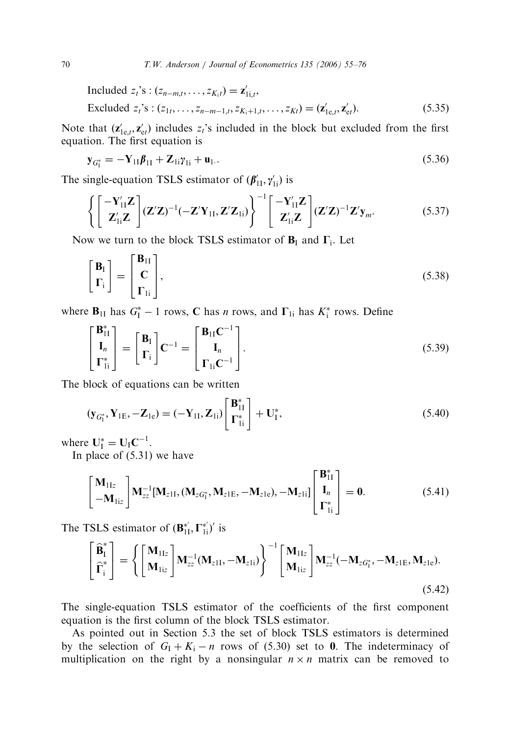$$\text{Included } z_t\text{'s} : (z_{n-m,t}, \ldots, z_{K_i t}) = \mathbf{z}'_{1i,t},$$

$$\text{Excluded } z_t\text{'s} : (z_{1t}, \ldots, z_{n-m-1,t}, z_{K_i+1,t}, \ldots, z_{Kt}) = (\mathbf{z}'_{1e,t}, \mathbf{z}'_{et}). \tag{5.35}$$

Note that $(\mathbf{z}'_{1e,t}, \mathbf{z}'_{et})$ includes $z_t$'s included in the block but excluded from the first equation. The first equation is

$$\mathbf{y}_{G_I^*} = -\mathbf{Y}_{1I}\boldsymbol{\beta}_{1I} + \mathbf{Z}_{1i}\boldsymbol{\gamma}_{1i} + \mathbf{u}_{1\cdot}. \tag{5.36}$$

The single-equation TSLS estimator of $(\boldsymbol{\beta}'_{1I}, \boldsymbol{\gamma}'_{1i})$ is

$$\left\{ \begin{bmatrix} -\mathbf{Y}'_{1I}\mathbf{Z} \\ \mathbf{Z}'_{1i}\mathbf{Z} \end{bmatrix} (\mathbf{Z}'\mathbf{Z})^{-1}(-\mathbf{Z}'\mathbf{Y}_{1I}, \mathbf{Z}'\mathbf{Z}_{1i}) \right\}^{-1} \begin{bmatrix} -\mathbf{Y}'_{1I}\mathbf{Z} \\ \mathbf{Z}'_{1i}\mathbf{Z} \end{bmatrix} (\mathbf{Z}'\mathbf{Z})^{-1}\mathbf{Z}'\mathbf{y}_m. \tag{5.37}$$

Now we turn to the block TSLS estimator of $\mathbf{B}_I$ and $\boldsymbol{\Gamma}_i$. Let

$$\begin{bmatrix} \mathbf{B}_I \\ \boldsymbol{\Gamma}_i \end{bmatrix} = \begin{bmatrix} \mathbf{B}_{1I} \\ \mathbf{C} \\ \boldsymbol{\Gamma}_{1i} \end{bmatrix}, \tag{5.38}$$

where $\mathbf{B}_{1I}$ has $G_I^* - 1$ rows, $\mathbf{C}$ has $n$ rows, and $\boldsymbol{\Gamma}_{1i}$ has $K_i^*$ rows. Define

$$\begin{bmatrix} \mathbf{B}^*_{1I} \\ \mathbf{I}_n \\ \boldsymbol{\Gamma}^*_{1i} \end{bmatrix} = \begin{bmatrix} \mathbf{B}_I \\ \boldsymbol{\Gamma}_i \end{bmatrix} \mathbf{C}^{-1} = \begin{bmatrix} \mathbf{B}_{1I}\mathbf{C}^{-1} \\ \mathbf{I}_n \\ \boldsymbol{\Gamma}_{1i}\mathbf{C}^{-1} \end{bmatrix}. \tag{5.39}$$

The block of equations can be written

$$(\mathbf{y}_{G_I^*}, \mathbf{Y}_{1E}, -\mathbf{Z}_{1e}) = (-\mathbf{Y}_{1I}, \mathbf{Z}_{1i}) \begin{bmatrix} \mathbf{B}^*_{1I} \\ \boldsymbol{\Gamma}^*_{1i} \end{bmatrix} + \mathbf{U}^*_I, \tag{5.40}$$

where $\mathbf{U}^*_I = \mathbf{U}_I\mathbf{C}^{-1}$.

In place of (5.31) we have

$$\begin{bmatrix} \mathbf{M}_{1Iz} \\ -\mathbf{M}_{1iz} \end{bmatrix} \mathbf{M}_{zz}^{-1} [\mathbf{M}_{z1I}, (\mathbf{M}_{zG_I^*}, \mathbf{M}_{z1E}, -\mathbf{M}_{z1e}), -\mathbf{M}_{z1i}] \begin{bmatrix} \mathbf{B}^*_{1I} \\ \mathbf{I}_n \\ \boldsymbol{\Gamma}^*_{1i} \end{bmatrix} = \mathbf{0}. \tag{5.41}$$

The TSLS estimator of $(\mathbf{B}^{*'}_{1I}, \boldsymbol{\Gamma}^{*'}_{1i})'$ is

$$\begin{bmatrix} \widehat{\mathbf{B}}^*_I \\ \widehat{\boldsymbol{\Gamma}}^*_i \end{bmatrix} = \left\{ \begin{bmatrix} \mathbf{M}_{1Iz} \\ \mathbf{M}_{1iz} \end{bmatrix} \mathbf{M}_{zz}^{-1}(\mathbf{M}_{z1I}, -\mathbf{M}_{z1i}) \right\}^{-1} \begin{bmatrix} \mathbf{M}_{1Iz} \\ \mathbf{M}_{1iz} \end{bmatrix} \mathbf{M}_{zz}^{-1}(-\mathbf{M}_{zG_I^*}, -\mathbf{M}_{z1E}, \mathbf{M}_{z1e}). \tag{5.42}$$

The single-equation TSLS estimator of the coefficients of the first component equation is the first column of the block TSLS estimator.

As pointed out in Section 5.3 the set of block TSLS estimators is determined by the selection of $G_I + K_i - n$ rows of (5.30) set to $\mathbf{0}$. The indeterminacy of multiplication on the right by a nonsingular $n \times n$ matrix can be removed to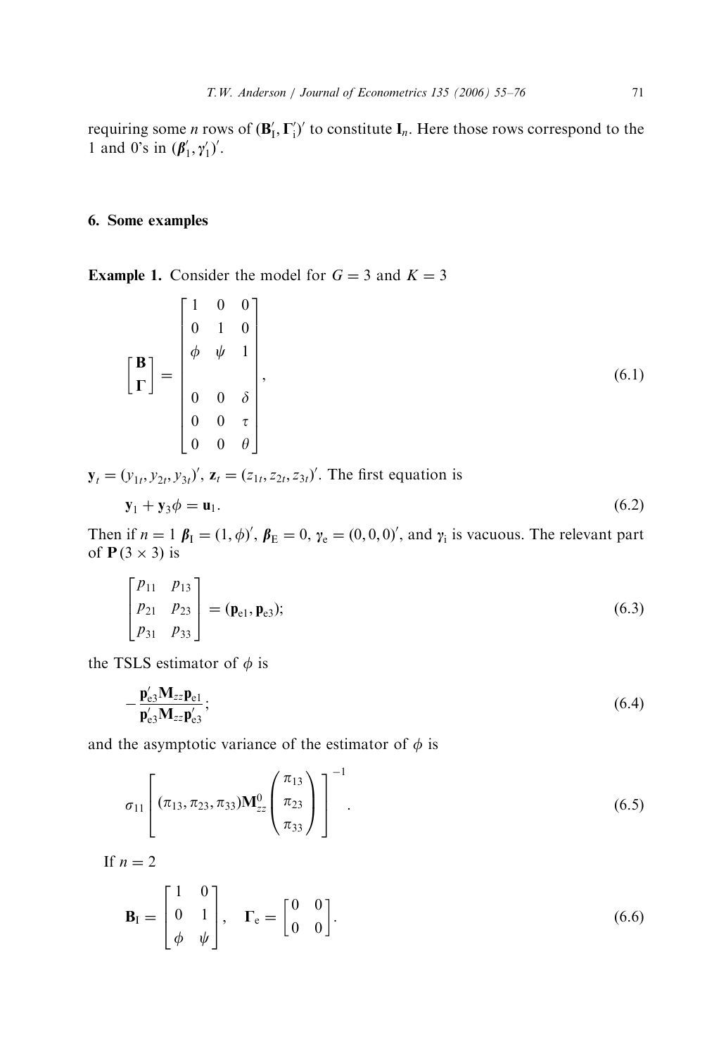requiring some $n$ rows of $(\mathbf{B}_{\mathrm{I}}', \mathbf{\Gamma}_{\mathrm{i}}')'$ to constitute $\mathbf{I}_n$. Here those rows correspond to the 1 and 0's in $(\boldsymbol{\beta}_1', \boldsymbol{\gamma}_1')'$.

## 6. Some examples

**Example 1.** Consider the model for $G = 3$ and $K = 3$

$$\begin{bmatrix} \mathbf{B} \\ \mathbf{\Gamma} \end{bmatrix} = \begin{bmatrix} 1 & 0 & 0 \\ 0 & 1 & 0 \\ \phi & \psi & 1 \\ & & \\ 0 & 0 & \delta \\ 0 & 0 & \tau \\ 0 & 0 & \theta \end{bmatrix}, \tag{6.1}$$

$\mathbf{y}_t = (y_{1t}, y_{2t}, y_{3t})'$, $\mathbf{z}_t = (z_{1t}, z_{2t}, z_{3t})'$. The first equation is

$$\mathbf{y}_1 + \mathbf{y}_3\phi = \mathbf{u}_1. \tag{6.2}$$

Then if $n = 1$ $\boldsymbol{\beta}_{\mathrm{I}} = (1, \phi)'$, $\boldsymbol{\beta}_{\mathrm{E}} = 0$, $\boldsymbol{\gamma}_{\mathrm{e}} = (0, 0, 0)'$, and $\boldsymbol{\gamma}_{\mathrm{i}}$ is vacuous. The relevant part of $\mathbf{P}\,(3 \times 3)$ is

$$\begin{bmatrix} p_{11} & p_{13} \\ p_{21} & p_{23} \\ p_{31} & p_{33} \end{bmatrix} = (\mathbf{p}_{\mathrm{e}1}, \mathbf{p}_{\mathrm{e}3}); \tag{6.3}$$

the TSLS estimator of $\phi$ is

$$-\frac{\mathbf{p}_{\mathrm{e}3}'\mathbf{M}_{zz}\mathbf{p}_{\mathrm{e}1}}{\mathbf{p}_{\mathrm{e}3}\mathbf{M}_{zz}\mathbf{p}_{\mathrm{e}3}'}; \tag{6.4}$$

and the asymptotic variance of the estimator of $\phi$ is

$$\sigma_{11}\left[ (\pi_{13}, \pi_{23}, \pi_{33})\mathbf{M}_{zz}^{0} \begin{pmatrix} \pi_{13} \\ \pi_{23} \\ \pi_{33} \end{pmatrix} \right]^{-1}. \tag{6.5}$$

If $n = 2$

$$\mathbf{B}_{\mathrm{I}} = \begin{bmatrix} 1 & 0 \\ 0 & 1 \\ \phi & \psi \end{bmatrix}, \quad \mathbf{\Gamma}_{\mathrm{e}} = \begin{bmatrix} 0 & 0 \\ 0 & 0 \end{bmatrix}. \tag{6.6}$$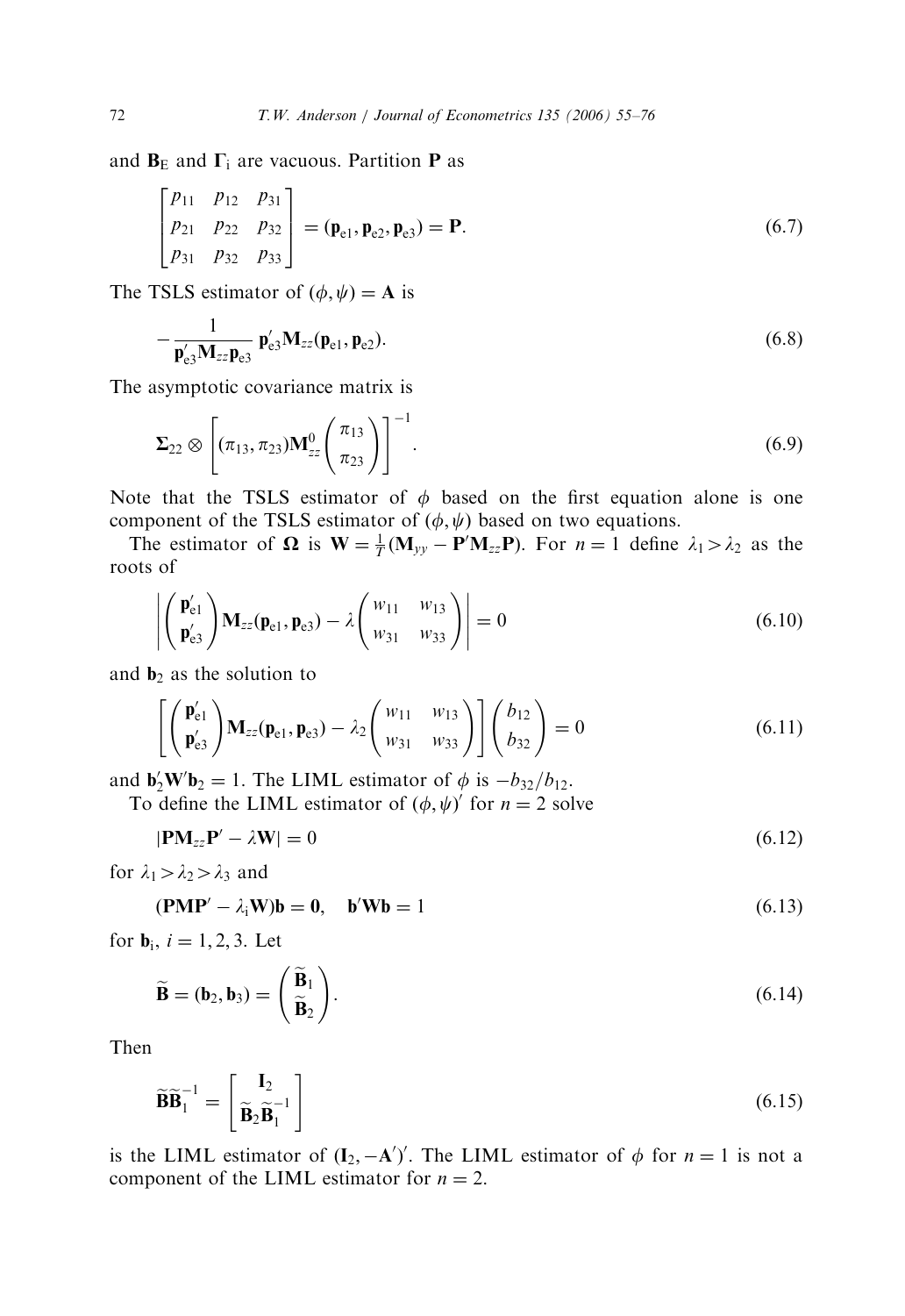and $\mathbf{B}_{\mathrm{E}}$ and $\mathbf{\Gamma}_{\mathrm{i}}$ are vacuous. Partition $\mathbf{P}$ as

$$\begin{bmatrix} p_{11} & p_{12} & p_{31} \\ p_{21} & p_{22} & p_{32} \\ p_{31} & p_{32} & p_{33} \end{bmatrix} = (\mathbf{p}_{\mathrm{e}1}, \mathbf{p}_{\mathrm{e}2}, \mathbf{p}_{\mathrm{e}3}) = \mathbf{P}. \tag{6.7}$$

The TSLS estimator of $(\phi, \psi) = \mathbf{A}$ is

$$-\frac{1}{\mathbf{p}_{\mathrm{e}3}' \mathbf{M}_{zz} \mathbf{p}_{\mathrm{e}3}} \mathbf{p}_{\mathrm{e}3}' \mathbf{M}_{zz} (\mathbf{p}_{\mathrm{e}1}, \mathbf{p}_{\mathrm{e}2}). \tag{6.8}$$

The asymptotic covariance matrix is

$$\mathbf{\Sigma}_{22} \otimes \left[ (\pi_{13}, \pi_{23}) \mathbf{M}_{zz}^{0} \begin{pmatrix} \pi_{13} \\ \pi_{23} \end{pmatrix} \right]^{-1}. \tag{6.9}$$

Note that the TSLS estimator of $\phi$ based on the first equation alone is one component of the TSLS estimator of $(\phi, \psi)$ based on two equations.

The estimator of $\mathbf{\Omega}$ is $\mathbf{W} = \frac{1}{T}(\mathbf{M}_{yy} - \mathbf{P}'\mathbf{M}_{zz}\mathbf{P})$. For $n = 1$ define $\lambda_1 > \lambda_2$ as the roots of

$$\left| \begin{pmatrix} \mathbf{p}_{\mathrm{e}1}' \\ \mathbf{p}_{\mathrm{e}3}' \end{pmatrix} \mathbf{M}_{zz} (\mathbf{p}_{\mathrm{e}1}, \mathbf{p}_{\mathrm{e}3}) - \lambda \begin{pmatrix} w_{11} & w_{13} \\ w_{31} & w_{33} \end{pmatrix} \right| = 0 \tag{6.10}$$

and $\mathbf{b}_2$ as the solution to

$$\left[ \begin{pmatrix} \mathbf{p}_{\mathrm{e}1}' \\ \mathbf{p}_{\mathrm{e}3}' \end{pmatrix} \mathbf{M}_{zz} (\mathbf{p}_{\mathrm{e}1}, \mathbf{p}_{\mathrm{e}3}) - \lambda_2 \begin{pmatrix} w_{11} & w_{13} \\ w_{31} & w_{33} \end{pmatrix} \right] \begin{pmatrix} b_{12} \\ b_{32} \end{pmatrix} = 0 \tag{6.11}$$

and $\mathbf{b}_2' \mathbf{W}' \mathbf{b}_2 = 1$. The LIML estimator of $\phi$ is $-b_{32}/b_{12}$.

To define the LIML estimator of $(\phi, \psi)'$ for $n = 2$ solve

$$|\mathbf{P}\mathbf{M}_{zz}\mathbf{P}' - \lambda \mathbf{W}| = 0 \tag{6.12}$$

for $\lambda_1 > \lambda_2 > \lambda_3$ and

$$(\mathbf{PMP}' - \lambda_{\mathrm{i}} \mathbf{W})\mathbf{b} = \mathbf{0}, \quad \mathbf{b}'\mathbf{W}\mathbf{b} = 1 \tag{6.13}$$

for $\mathbf{b}_{\mathrm{i}}$, $i = 1, 2, 3$. Let

$$\widetilde{\mathbf{B}} = (\mathbf{b}_2, \mathbf{b}_3) = \begin{pmatrix} \widetilde{\mathbf{B}}_1 \\ \widetilde{\mathbf{B}}_2 \end{pmatrix}. \tag{6.14}$$

Then

$$\widetilde{\mathbf{B}}\widetilde{\mathbf{B}}_1^{-1} = \begin{bmatrix} \mathbf{I}_2 \\ \widetilde{\mathbf{B}}_2 \widetilde{\mathbf{B}}_1^{-1} \end{bmatrix} \tag{6.15}$$

is the LIML estimator of $(\mathbf{I}_2, -\mathbf{A}')'$. The LIML estimator of $\phi$ for $n = 1$ is not a component of the LIML estimator for $n = 2$.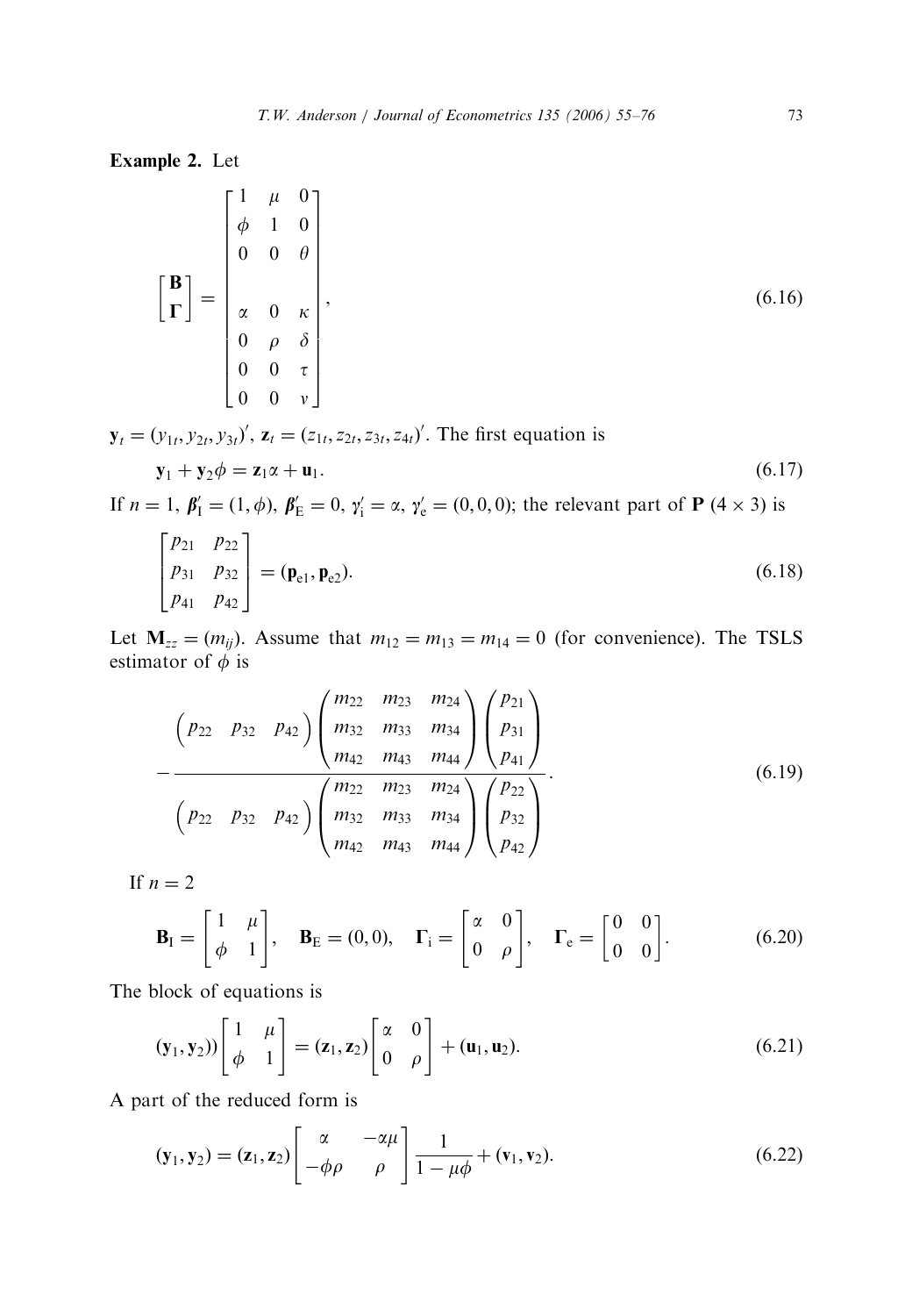**Example 2.** Let

$$\begin{bmatrix} \mathbf{B} \\ \mathbf{\Gamma} \end{bmatrix} = \begin{bmatrix} 1 & \mu & 0 \\ \phi & 1 & 0 \\ 0 & 0 & \theta \\ & & \\ \alpha & 0 & \kappa \\ 0 & \rho & \delta \\ 0 & 0 & \tau \\ 0 & 0 & v \end{bmatrix}, \tag{6.16}$$

$\mathbf{y}_t = (y_{1t}, y_{2t}, y_{3t})'$, $\mathbf{z}_t = (z_{1t}, z_{2t}, z_{3t}, z_{4t})'$. The first equation is

$$\mathbf{y}_1 + \mathbf{y}_2\phi = \mathbf{z}_1\alpha + \mathbf{u}_1. \tag{6.17}$$

If $n = 1$, $\boldsymbol{\beta}_{\mathrm{I}}' = (1, \phi)$, $\boldsymbol{\beta}_{\mathrm{E}}' = 0$, $\boldsymbol{\gamma}_{\mathrm{i}}' = \alpha$, $\boldsymbol{\gamma}_{\mathrm{e}}' = (0, 0, 0)$; the relevant part of $\mathbf{P}$ $(4 \times 3)$ is

$$\begin{bmatrix} p_{21} & p_{22} \\ p_{31} & p_{32} \\ p_{41} & p_{42} \end{bmatrix} = (\mathbf{p}_{\mathrm{e}1}, \mathbf{p}_{\mathrm{e}2}). \tag{6.18}$$

Let $\mathbf{M}_{zz} = (m_{ij})$. Assume that $m_{12} = m_{13} = m_{14} = 0$ (for convenience). The TSLS estimator of $\phi$ is

$$-\frac{\begin{pmatrix} p_{22} & p_{32} & p_{42} \end{pmatrix} \begin{pmatrix} m_{22} & m_{23} & m_{24} \\ m_{32} & m_{33} & m_{34} \\ m_{42} & m_{43} & m_{44} \end{pmatrix} \begin{pmatrix} p_{21} \\ p_{31} \\ p_{41} \end{pmatrix}}{\begin{pmatrix} p_{22} & p_{32} & p_{42} \end{pmatrix} \begin{pmatrix} m_{22} & m_{23} & m_{24} \\ m_{32} & m_{33} & m_{34} \\ m_{42} & m_{43} & m_{44} \end{pmatrix} \begin{pmatrix} p_{22} \\ p_{32} \\ p_{42} \end{pmatrix}}. \tag{6.19}$$

If $n = 2$

$$\mathbf{B}_{\mathrm{I}} = \begin{bmatrix} 1 & \mu \\ \phi & 1 \end{bmatrix}, \quad \mathbf{B}_{\mathrm{E}} = (0, 0), \quad \mathbf{\Gamma}_{\mathrm{i}} = \begin{bmatrix} \alpha & 0 \\ 0 & \rho \end{bmatrix}, \quad \mathbf{\Gamma}_{\mathrm{e}} = \begin{bmatrix} 0 & 0 \\ 0 & 0 \end{bmatrix}. \tag{6.20}$$

The block of equations is

$$(\mathbf{y}_1, \mathbf{y}_2)) \begin{bmatrix} 1 & \mu \\ \phi & 1 \end{bmatrix} = (\mathbf{z}_1, \mathbf{z}_2) \begin{bmatrix} \alpha & 0 \\ 0 & \rho \end{bmatrix} + (\mathbf{u}_1, \mathbf{u}_2). \tag{6.21}$$

A part of the reduced form is

$$(\mathbf{y}_1, \mathbf{y}_2) = (\mathbf{z}_1, \mathbf{z}_2) \begin{bmatrix} \alpha & -\alpha\mu \\ -\phi\rho & \rho \end{bmatrix} \frac{1}{1 - \mu\phi} + (\mathbf{v}_1, \mathbf{v}_2). \tag{6.22}$$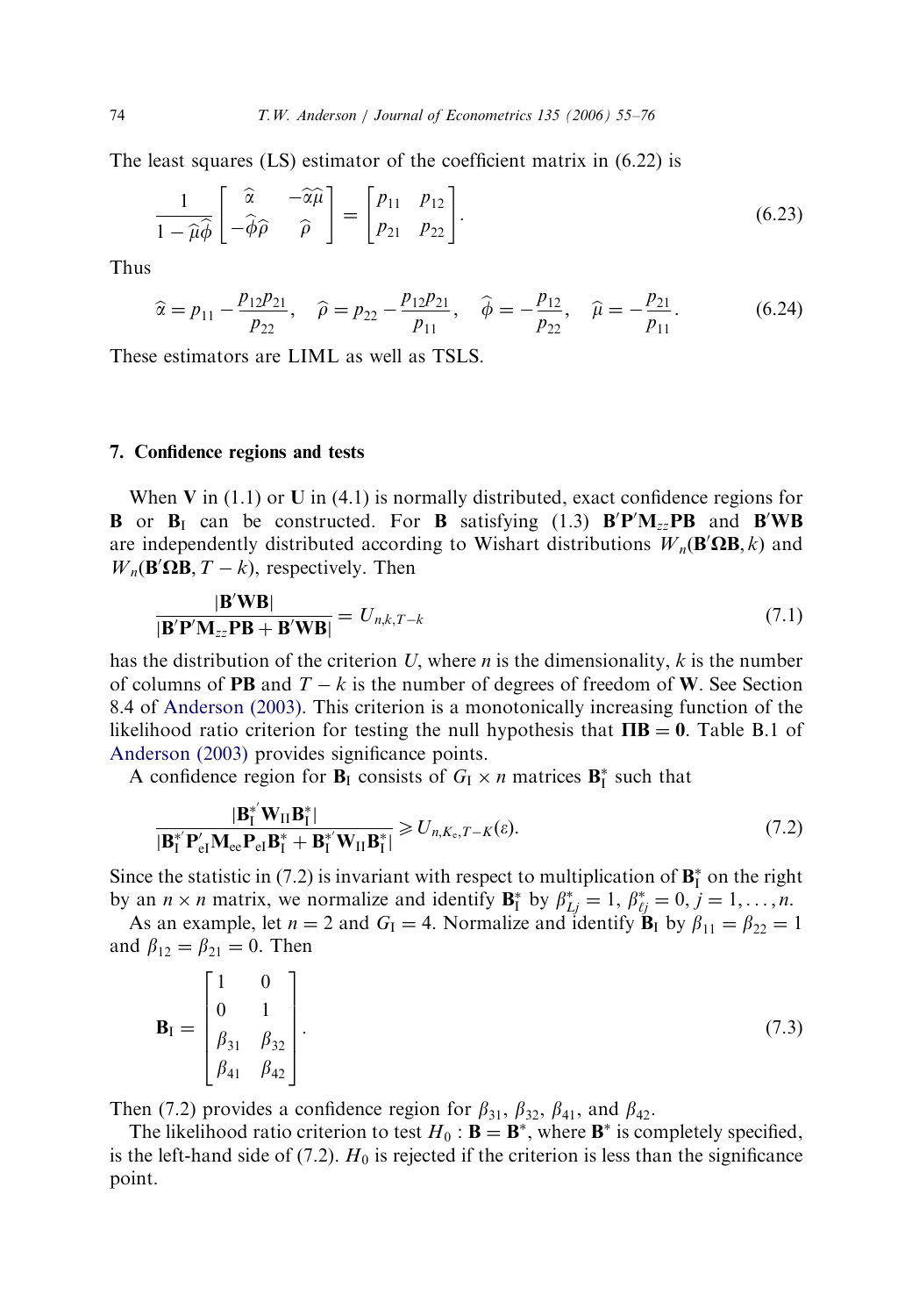The least squares (LS) estimator of the coefficient matrix in (6.22) is

$$\frac{1}{1-\widehat{\mu}\widehat{\phi}}\begin{bmatrix} \widehat{\alpha} & -\widehat{\alpha}\widehat{\mu} \\ -\widehat{\phi}\widehat{\rho} & \widehat{\rho} \end{bmatrix} = \begin{bmatrix} p_{11} & p_{12} \\ p_{21} & p_{22} \end{bmatrix}. \tag{6.23}$$

Thus

$$\widehat{\alpha} = p_{11} - \frac{p_{12}p_{21}}{p_{22}}, \quad \widehat{\rho} = p_{22} - \frac{p_{12}p_{21}}{p_{11}}, \quad \widehat{\phi} = -\frac{p_{12}}{p_{22}}, \quad \widehat{\mu} = -\frac{p_{21}}{p_{11}}. \tag{6.24}$$

These estimators are LIML as well as TSLS.

## 7. Confidence regions and tests

When $\mathbf{V}$ in (1.1) or $\mathbf{U}$ in (4.1) is normally distributed, exact confidence regions for $\mathbf{B}$ or $\mathbf{B}_{\rm I}$ can be constructed. For $\mathbf{B}$ satisfying (1.3) $\mathbf{B}'\mathbf{P}'\mathbf{M}_{zz}\mathbf{P}\mathbf{B}$ and $\mathbf{B}'\mathbf{W}\mathbf{B}$ are independently distributed according to Wishart distributions $W_n(\mathbf{B}'\mathbf{\Omega}\mathbf{B}, k)$ and $W_n(\mathbf{B}'\mathbf{\Omega}\mathbf{B}, T-k)$, respectively. Then

$$\frac{|\mathbf{B}'\mathbf{W}\mathbf{B}|}{|\mathbf{B}'\mathbf{P}'\mathbf{M}_{zz}\mathbf{P}\mathbf{B} + \mathbf{B}'\mathbf{W}\mathbf{B}|} = U_{n,k,T-k} \tag{7.1}$$

has the distribution of the criterion $U$, where $n$ is the dimensionality, $k$ is the number of columns of $\mathbf{P}\mathbf{B}$ and $T-k$ is the number of degrees of freedom of $\mathbf{W}$. See Section 8.4 of Anderson (2003). This criterion is a monotonically increasing function of the likelihood ratio criterion for testing the null hypothesis that $\mathbf{\Pi}\mathbf{B} = \mathbf{0}$. Table B.1 of Anderson (2003) provides significance points.

A confidence region for $\mathbf{B}_{\rm I}$ consists of $G_{\rm I} \times n$ matrices $\mathbf{B}_{\rm I}^*$ such that

$$\frac{|\mathbf{B}_{\rm I}^{*'}\mathbf{W}_{\rm II}\mathbf{B}_{\rm I}^*|}{|\mathbf{B}_{\rm I}^{*'}\mathbf{P}_{\rm eI}'\mathbf{M}_{\rm ee}\mathbf{P}_{\rm eI}\mathbf{B}_{\rm I}^* + \mathbf{B}_{\rm I}^{*'}\mathbf{W}_{\rm II}\mathbf{B}_{\rm I}^*|} \geqslant U_{n,K_{\rm e},T-K}(\varepsilon). \tag{7.2}$$

Since the statistic in (7.2) is invariant with respect to multiplication of $\mathbf{B}_{\rm I}^*$ on the right by an $n \times n$ matrix, we normalize and identify $\mathbf{B}_{\rm I}^*$ by $\beta_{Lj}^* = 1$, $\beta_{\ell j}^* = 0$, $j = 1, \ldots, n$.

As an example, let $n = 2$ and $G_{\rm I} = 4$. Normalize and identify $\mathbf{B}_{\rm I}$ by $\beta_{11} = \beta_{22} = 1$ and $\beta_{12} = \beta_{21} = 0$. Then

$$\mathbf{B}_{\rm I} = \begin{bmatrix} 1 & 0 \\ 0 & 1 \\ \beta_{31} & \beta_{32} \\ \beta_{41} & \beta_{42} \end{bmatrix}. \tag{7.3}$$

Then (7.2) provides a confidence region for $\beta_{31}$, $\beta_{32}$, $\beta_{41}$, and $\beta_{42}$.

The likelihood ratio criterion to test $H_0 : \mathbf{B} = \mathbf{B}^*$, where $\mathbf{B}^*$ is completely specified, is the left-hand side of (7.2). $H_0$ is rejected if the criterion is less than the significance point.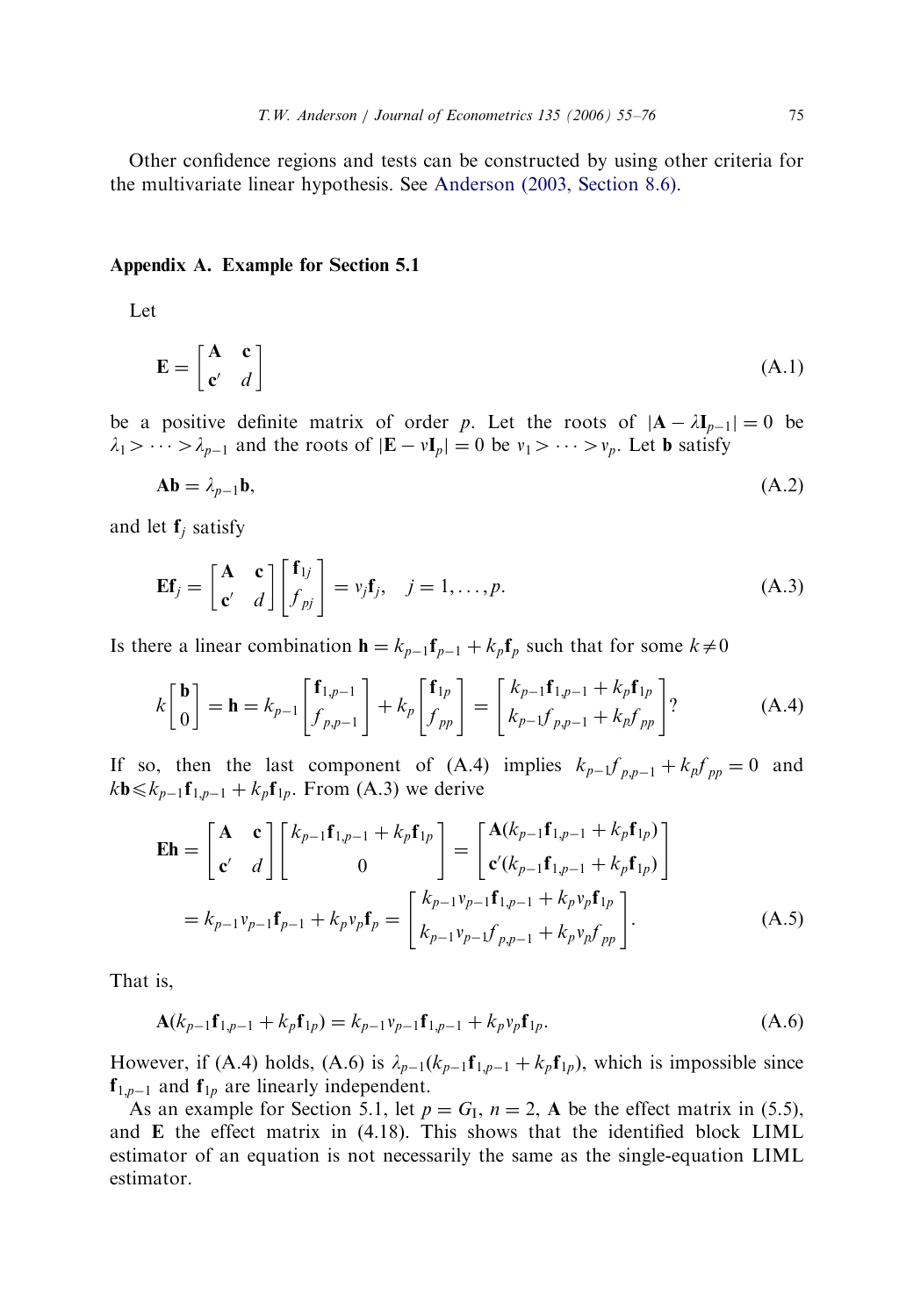Other confidence regions and tests can be constructed by using other criteria for the multivariate linear hypothesis. See Anderson (2003, Section 8.6).

## Appendix A. Example for Section 5.1

Let

$$\mathbf{E} = \begin{bmatrix} \mathbf{A} & \mathbf{c} \\ \mathbf{c}' & d \end{bmatrix} \tag{A.1}$$

be a positive definite matrix of order $p$. Let the roots of $|\mathbf{A} - \lambda \mathbf{I}_{p-1}| = 0$ be $\lambda_1 > \cdots > \lambda_{p-1}$ and the roots of $|\mathbf{E} - v\mathbf{I}_p| = 0$ be $v_1 > \cdots > v_p$. Let $\mathbf{b}$ satisfy

$$\mathbf{A}\mathbf{b} = \lambda_{p-1}\mathbf{b}, \tag{A.2}$$

and let $\mathbf{f}_j$ satisfy

$$\mathbf{E}\mathbf{f}_j = \begin{bmatrix} \mathbf{A} & \mathbf{c} \\ \mathbf{c}' & d \end{bmatrix} \begin{bmatrix} \mathbf{f}_{1j} \\ f_{pj} \end{bmatrix} = v_j \mathbf{f}_j, \quad j = 1, \ldots, p. \tag{A.3}$$

Is there a linear combination $\mathbf{h} = k_{p-1}\mathbf{f}_{p-1} + k_p\mathbf{f}_p$ such that for some $k \neq 0$

$$k\begin{bmatrix} \mathbf{b} \\ 0 \end{bmatrix} = \mathbf{h} = k_{p-1}\begin{bmatrix} \mathbf{f}_{1,p-1} \\ f_{p,p-1} \end{bmatrix} + k_p \begin{bmatrix} \mathbf{f}_{1p} \\ f_{pp} \end{bmatrix} = \begin{bmatrix} k_{p-1}\mathbf{f}_{1,p-1} + k_p\mathbf{f}_{1p} \\ k_{p-1}f_{p,p-1} + k_p f_{pp} \end{bmatrix}? \tag{A.4}$$

If so, then the last component of (A.4) implies $k_{p-1}f_{p,p-1} + k_p f_{pp} = 0$ and $k\mathbf{b} \leqslant k_{p-1}\mathbf{f}_{1,p-1} + k_p\mathbf{f}_{1p}$. From (A.3) we derive

$$\begin{aligned} \mathbf{E}\mathbf{h} &= \begin{bmatrix} \mathbf{A} & \mathbf{c} \\ \mathbf{c}' & d \end{bmatrix} \begin{bmatrix} k_{p-1}\mathbf{f}_{1,p-1} + k_p\mathbf{f}_{1p} \\ 0 \end{bmatrix} = \begin{bmatrix} \mathbf{A}(k_{p-1}\mathbf{f}_{1,p-1} + k_p\mathbf{f}_{1p}) \\ \mathbf{c}'(k_{p-1}\mathbf{f}_{1,p-1} + k_p\mathbf{f}_{1p}) \end{bmatrix} \\ &= k_{p-1}v_{p-1}\mathbf{f}_{p-1} + k_p v_p \mathbf{f}_p = \begin{bmatrix} k_{p-1}v_{p-1}\mathbf{f}_{1,p-1} + k_p v_p \mathbf{f}_{1p} \\ k_{p-1}v_{p-1}f_{p,p-1} + k_p v_p f_{pp} \end{bmatrix}. \end{aligned} \tag{A.5}$$

That is,

$$\mathbf{A}(k_{p-1}\mathbf{f}_{1,p-1} + k_p\mathbf{f}_{1p}) = k_{p-1}v_{p-1}\mathbf{f}_{1,p-1} + k_p v_p \mathbf{f}_{1p}. \tag{A.6}$$

However, if (A.4) holds, (A.6) is $\lambda_{p-1}(k_{p-1}\mathbf{f}_{1,p-1} + k_p\mathbf{f}_{1p})$, which is impossible since $\mathbf{f}_{1,p-1}$ and $\mathbf{f}_{1p}$ are linearly independent.

As an example for Section 5.1, let $p = G_{\mathrm{I}}$, $n = 2$, $\mathbf{A}$ be the effect matrix in (5.5), and $\mathbf{E}$ the effect matrix in (4.18). This shows that the identified block LIML estimator of an equation is not necessarily the same as the single-equation LIML estimator.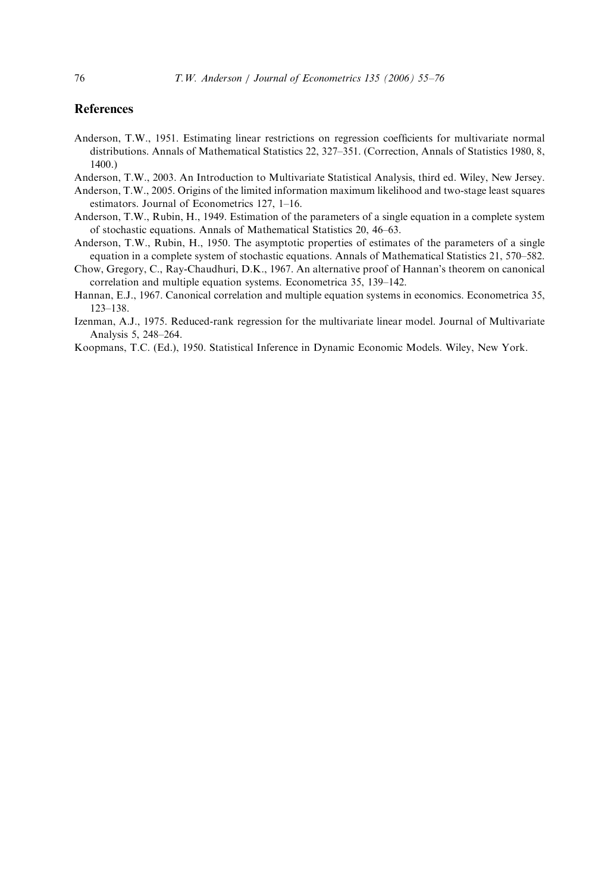## References

Anderson, T.W., 1951. Estimating linear restrictions on regression coefficients for multivariate normal distributions. Annals of Mathematical Statistics 22, 327–351. (Correction, Annals of Statistics 1980, 8, 1400.)

Anderson, T.W., 2003. An Introduction to Multivariate Statistical Analysis, third ed. Wiley, New Jersey.

Anderson, T.W., 2005. Origins of the limited information maximum likelihood and two-stage least squares estimators. Journal of Econometrics 127, 1–16.

Anderson, T.W., Rubin, H., 1949. Estimation of the parameters of a single equation in a complete system of stochastic equations. Annals of Mathematical Statistics 20, 46–63.

Anderson, T.W., Rubin, H., 1950. The asymptotic properties of estimates of the parameters of a single equation in a complete system of stochastic equations. Annals of Mathematical Statistics 21, 570–582.

Chow, Gregory, C., Ray-Chaudhuri, D.K., 1967. An alternative proof of Hannan's theorem on canonical correlation and multiple equation systems. Econometrica 35, 139–142.

Hannan, E.J., 1967. Canonical correlation and multiple equation systems in economics. Econometrica 35, 123–138.

Izenman, A.J., 1975. Reduced-rank regression for the multivariate linear model. Journal of Multivariate Analysis 5, 248–264.

Koopmans, T.C. (Ed.), 1950. Statistical Inference in Dynamic Economic Models. Wiley, New York.